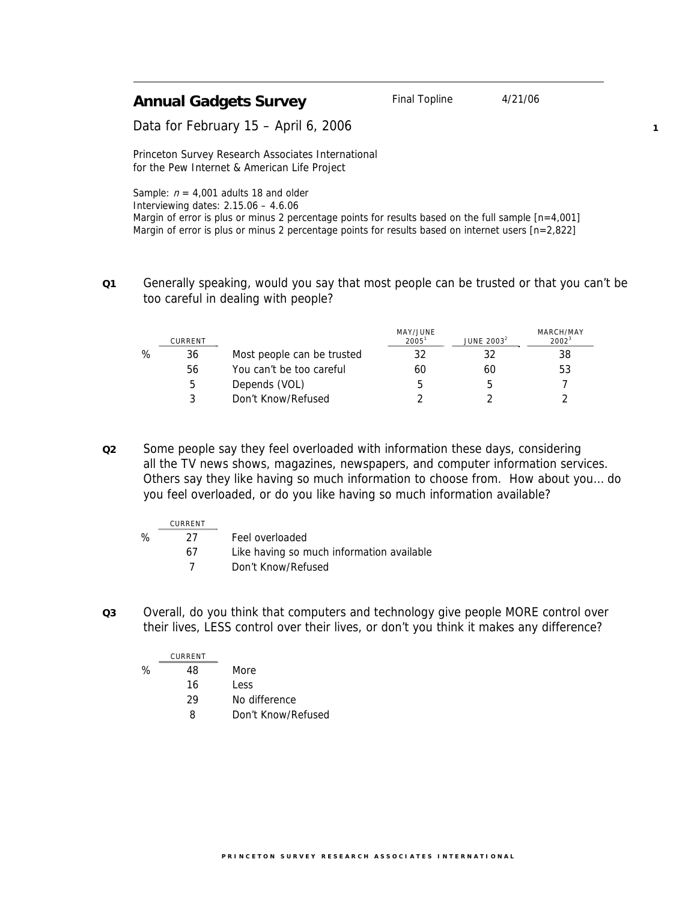# Annual Gadgets Survey

Final Topline 4/21/06

Data for February 15 – April 6, 2006

Princeton Survey Research Associates International
for the Pew Internet & American Life Project

Sample: $n$ = 4,001 adults 18 and older
Interviewing dates: 2.15.06 – 4.6.06
Margin of error is plus or minus 2 percentage points for results based on the full sample [n=4,001]
Margin of error is plus or minus 2 percentage points for results based on internet users [n=2,822]

**Q1** Generally speaking, would you say that most people can be trusted or that you can't be too careful in dealing with people?

| | CURRENT | | MAY/JUNE 2005[1] | JUNE 2003[2] | MARCH/MAY 2002[3] |
|---|---|---|---|---|---|
| % | 36 | Most people can be trusted | 32 | 32 | 38 |
| | 56 | You can't be too careful | 60 | 60 | 53 |
| | 5 | Depends (VOL) | 5 | 5 | 7 |
| | 3 | Don't Know/Refused | 2 | 2 | 2 |

**Q2** Some people say they feel overloaded with information these days, considering all the TV news shows, magazines, newspapers, and computer information services. Others say they like having so much information to choose from. How about you… do you feel overloaded, or do you like having so much information available?

| | CURRENT | |
|---|---|---|
| % | 27 | Feel overloaded |
| | 67 | Like having so much information available |
| | 7 | Don't Know/Refused |

**Q3** Overall, do you think that computers and technology give people MORE control over their lives, LESS control over their lives, or don't you think it makes any difference?

| | CURRENT | |
|---|---|---|
| % | 48 | More |
| | 16 | Less |
| | 29 | No difference |
| | 8 | Don't Know/Refused |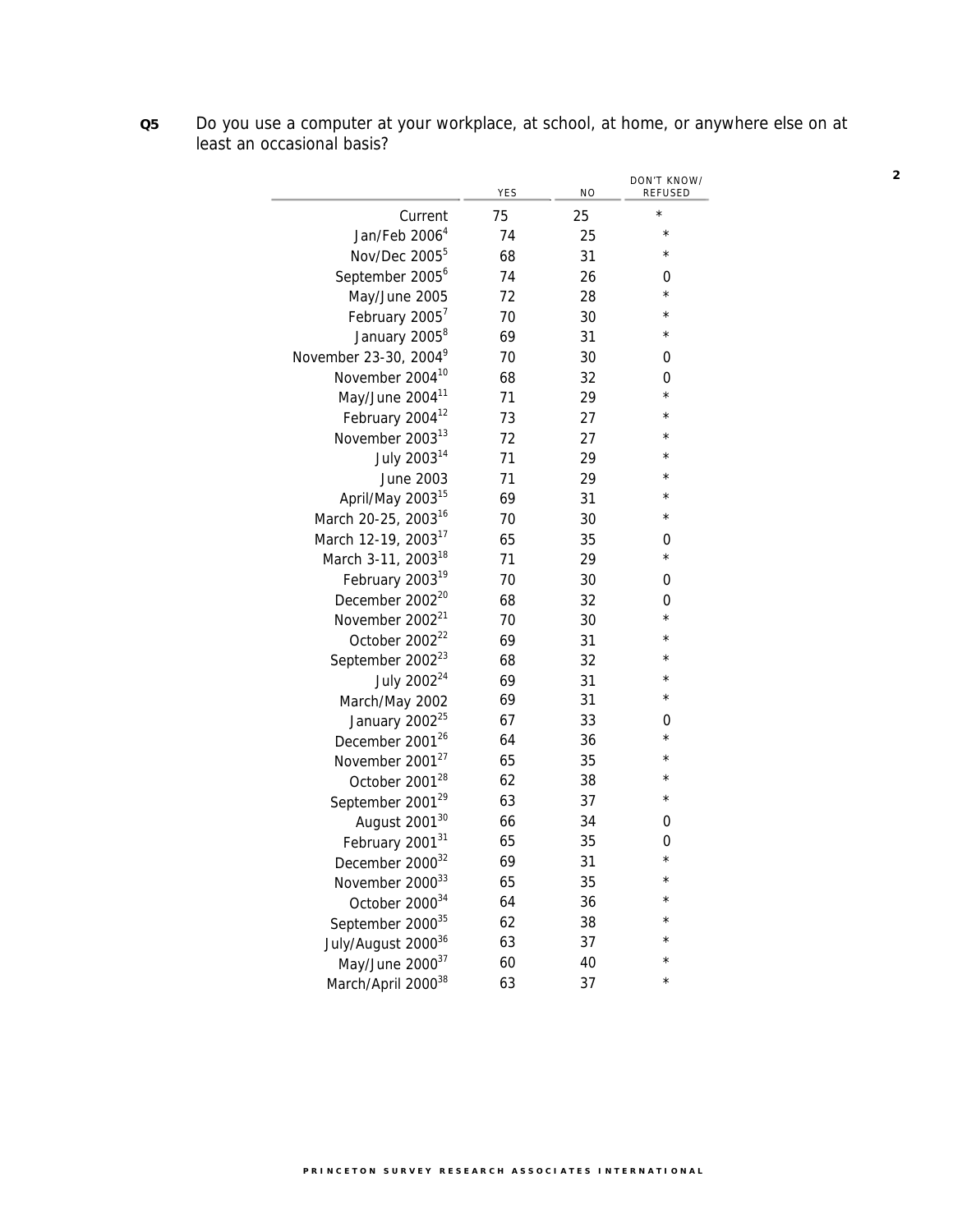**Q5** Do you use a computer at your workplace, at school, at home, or anywhere else on at least an occasional basis?

| | YES | NO | DON'T KNOW/ REFUSED |
|---|---|---|---|
| Current | 75 | 25 | * |
| Jan/Feb 2006[4] | 74 | 25 | * |
| Nov/Dec 2005[5] | 68 | 31 | * |
| September 2005[6] | 74 | 26 | 0 |
| May/June 2005 | 72 | 28 | * |
| February 2005[7] | 70 | 30 | * |
| January 2005[8] | 69 | 31 | * |
| November 23-30, 2004[9] | 70 | 30 | 0 |
| November 2004[10] | 68 | 32 | 0 |
| May/June 2004[11] | 71 | 29 | * |
| February 2004[12] | 73 | 27 | * |
| November 2003[13] | 72 | 27 | * |
| July 2003[14] | 71 | 29 | * |
| June 2003 | 71 | 29 | * |
| April/May 2003[15] | 69 | 31 | * |
| March 20-25, 2003[16] | 70 | 30 | * |
| March 12-19, 2003[17] | 65 | 35 | 0 |
| March 3-11, 2003[18] | 71 | 29 | * |
| February 2003[19] | 70 | 30 | 0 |
| December 2002[20] | 68 | 32 | 0 |
| November 2002[21] | 70 | 30 | * |
| October 2002[22] | 69 | 31 | * |
| September 2002[23] | 68 | 32 | * |
| July 2002[24] | 69 | 31 | * |
| March/May 2002 | 69 | 31 | * |
| January 2002[25] | 67 | 33 | 0 |
| December 2001[26] | 64 | 36 | * |
| November 2001[27] | 65 | 35 | * |
| October 2001[28] | 62 | 38 | * |
| September 2001[29] | 63 | 37 | * |
| August 2001[30] | 66 | 34 | 0 |
| February 2001[31] | 65 | 35 | 0 |
| December 2000[32] | 69 | 31 | * |
| November 2000[33] | 65 | 35 | * |
| October 2000[34] | 64 | 36 | * |
| September 2000[35] | 62 | 38 | * |
| July/August 2000[36] | 63 | 37 | * |
| May/June 2000[37] | 60 | 40 | * |
| March/April 2000[38] | 63 | 37 | * |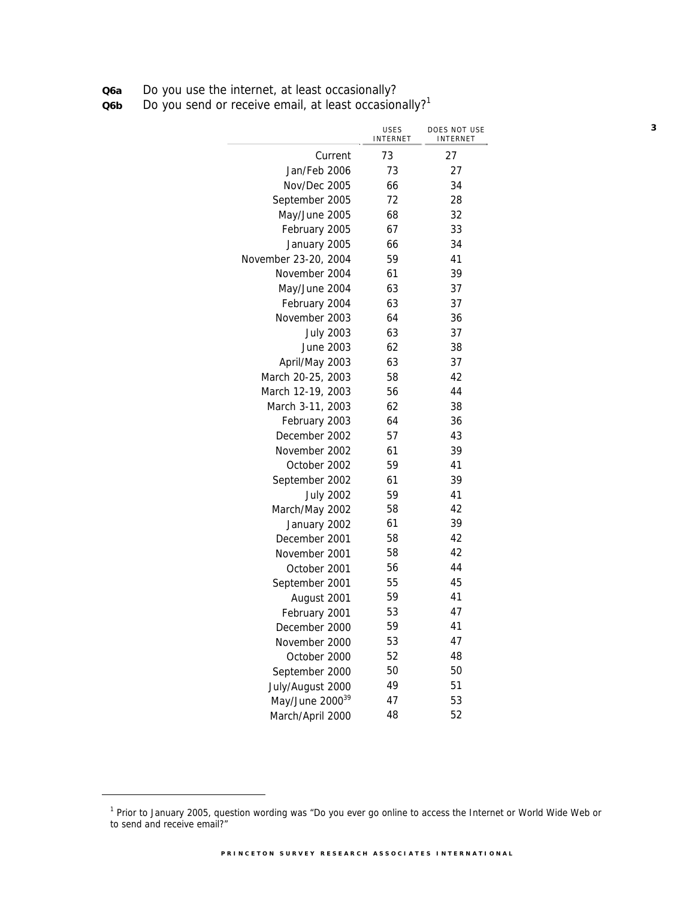**Q6a** Do you use the internet, at least occasionally?

**Q6b** Do you send or receive email, at least occasionally?[1]

| | USES INTERNET | DOES NOT USE INTERNET |
|---|---|---|
| Current | 73 | 27 |
| Jan/Feb 2006 | 73 | 27 |
| Nov/Dec 2005 | 66 | 34 |
| September 2005 | 72 | 28 |
| May/June 2005 | 68 | 32 |
| February 2005 | 67 | 33 |
| January 2005 | 66 | 34 |
| November 23-20, 2004 | 59 | 41 |
| November 2004 | 61 | 39 |
| May/June 2004 | 63 | 37 |
| February 2004 | 63 | 37 |
| November 2003 | 64 | 36 |
| July 2003 | 63 | 37 |
| June 2003 | 62 | 38 |
| April/May 2003 | 63 | 37 |
| March 20-25, 2003 | 58 | 42 |
| March 12-19, 2003 | 56 | 44 |
| March 3-11, 2003 | 62 | 38 |
| February 2003 | 64 | 36 |
| December 2002 | 57 | 43 |
| November 2002 | 61 | 39 |
| October 2002 | 59 | 41 |
| September 2002 | 61 | 39 |
| July 2002 | 59 | 41 |
| March/May 2002 | 58 | 42 |
| January 2002 | 61 | 39 |
| December 2001 | 58 | 42 |
| November 2001 | 58 | 42 |
| October 2001 | 56 | 44 |
| September 2001 | 55 | 45 |
| August 2001 | 59 | 41 |
| February 2001 | 53 | 47 |
| December 2000 | 59 | 41 |
| November 2000 | 53 | 47 |
| October 2000 | 52 | 48 |
| September 2000 | 50 | 50 |
| July/August 2000 | 49 | 51 |
| May/June 2000[39] | 47 | 53 |
| March/April 2000 | 48 | 52 |

[1] Prior to January 2005, question wording was "Do you ever go online to access the Internet or World Wide Web or to send and receive email?"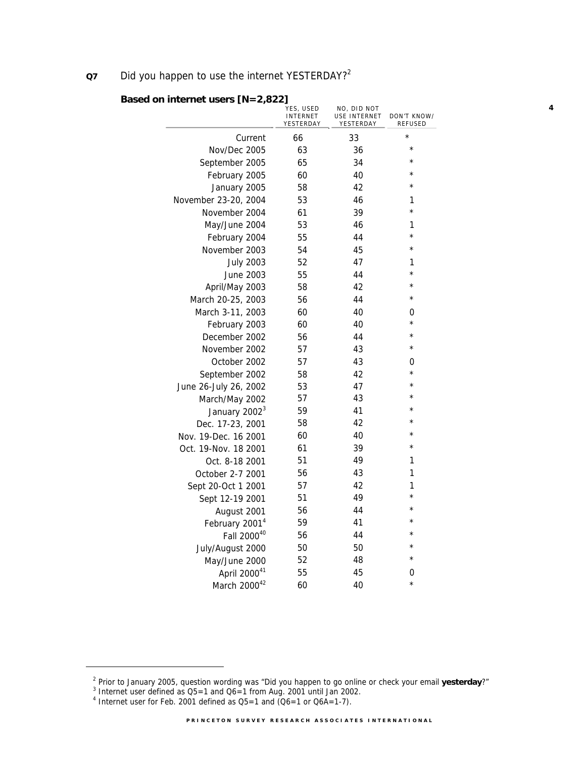**Q7** Did you happen to use the internet YESTERDAY?[2]

**Based on internet users [N=2,822]**

| | YES, USED INTERNET YESTERDAY | NO, DID NOT USE INTERNET YESTERDAY | DON'T KNOW/ REFUSED |
|---|---|---|---|
| Current | 66 | 33 | * |
| Nov/Dec 2005 | 63 | 36 | * |
| September 2005 | 65 | 34 | * |
| February 2005 | 60 | 40 | * |
| January 2005 | 58 | 42 | * |
| November 23-20, 2004 | 53 | 46 | 1 |
| November 2004 | 61 | 39 | * |
| May/June 2004 | 53 | 46 | 1 |
| February 2004 | 55 | 44 | * |
| November 2003 | 54 | 45 | * |
| July 2003 | 52 | 47 | 1 |
| June 2003 | 55 | 44 | * |
| April/May 2003 | 58 | 42 | * |
| March 20-25, 2003 | 56 | 44 | * |
| March 3-11, 2003 | 60 | 40 | 0 |
| February 2003 | 60 | 40 | * |
| December 2002 | 56 | 44 | * |
| November 2002 | 57 | 43 | * |
| October 2002 | 57 | 43 | 0 |
| September 2002 | 58 | 42 | * |
| June 26-July 26, 2002 | 53 | 47 | * |
| March/May 2002 | 57 | 43 | * |
| January 2002[3] | 59 | 41 | * |
| Dec. 17-23, 2001 | 58 | 42 | * |
| Nov. 19-Dec. 16 2001 | 60 | 40 | * |
| Oct. 19-Nov. 18 2001 | 61 | 39 | * |
| Oct. 8-18 2001 | 51 | 49 | 1 |
| October 2-7 2001 | 56 | 43 | 1 |
| Sept 20-Oct 1 2001 | 57 | 42 | 1 |
| Sept 12-19 2001 | 51 | 49 | * |
| August 2001 | 56 | 44 | * |
| February 2001[4] | 59 | 41 | * |
| Fall 2000[40] | 56 | 44 | * |
| July/August 2000 | 50 | 50 | * |
| May/June 2000 | 52 | 48 | * |
| April 2000[41] | 55 | 45 | 0 |
| March 2000[42] | 60 | 40 | * |

[2] Prior to January 2005, question wording was "Did you happen to go online or check your email **yesterday**?"

[3] Internet user defined as Q5=1 and Q6=1 from Aug. 2001 until Jan 2002.

[4] Internet user for Feb. 2001 defined as Q5=1 and (Q6=1 or Q6A=1-7).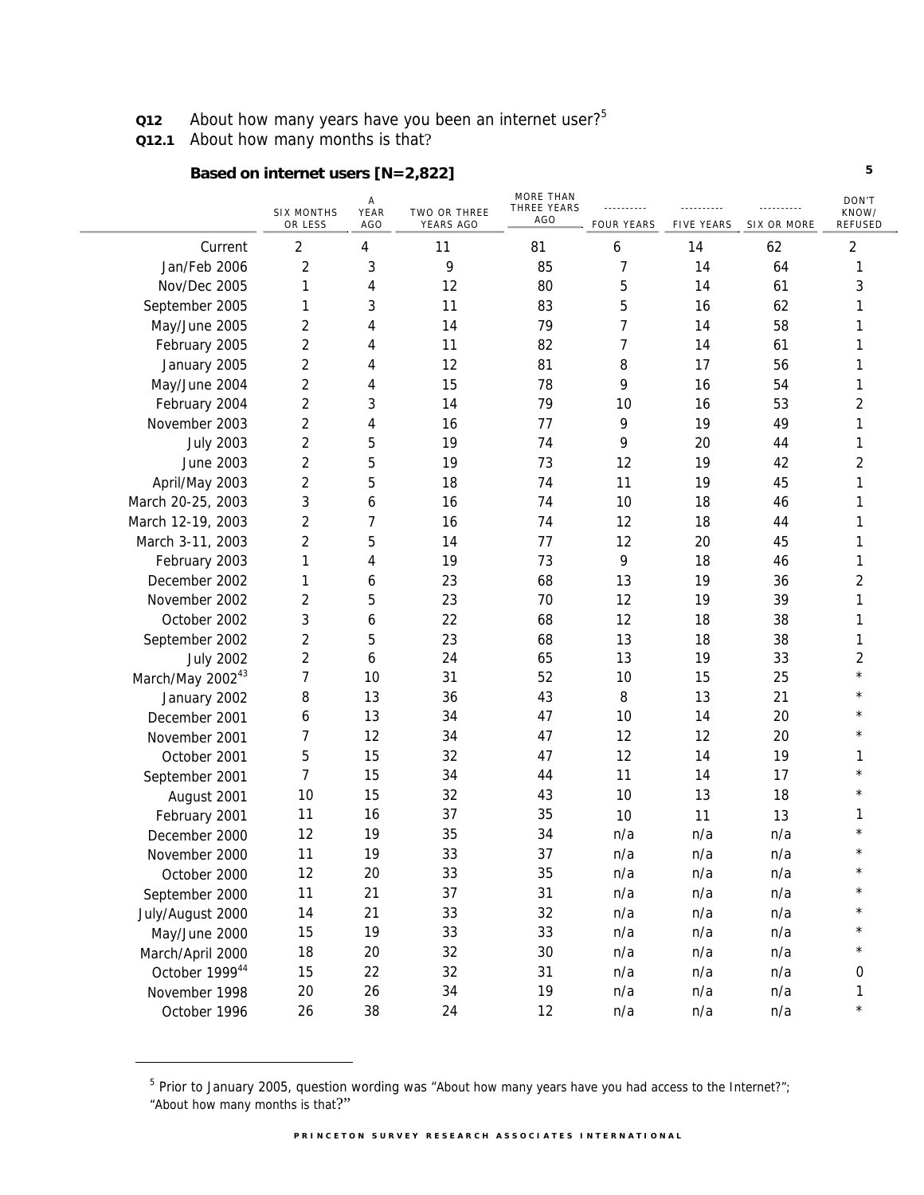**Q12** About how many years have you been an internet user?[5]

**Q12.1** About how many months is that?

**Based on internet users [N=2,822]**

| | SIX MONTHS OR LESS | A YEAR AGO | TWO OR THREE YEARS AGO | MORE THAN THREE YEARS AGO | ---------- FOUR YEARS | ---------- FIVE YEARS | ---------- SIX OR MORE | DON'T KNOW/ REFUSED |
|---|---|---|---|---|---|---|---|---|
| Current | 2 | 4 | 11 | 81 | 6 | 14 | 62 | 2 |
| Jan/Feb 2006 | 2 | 3 | 9 | 85 | 7 | 14 | 64 | 1 |
| Nov/Dec 2005 | 1 | 4 | 12 | 80 | 5 | 14 | 61 | 3 |
| September 2005 | 1 | 3 | 11 | 83 | 5 | 16 | 62 | 1 |
| May/June 2005 | 2 | 4 | 14 | 79 | 7 | 14 | 58 | 1 |
| February 2005 | 2 | 4 | 11 | 82 | 7 | 14 | 61 | 1 |
| January 2005 | 2 | 4 | 12 | 81 | 8 | 17 | 56 | 1 |
| May/June 2004 | 2 | 4 | 15 | 78 | 9 | 16 | 54 | 1 |
| February 2004 | 2 | 3 | 14 | 79 | 10 | 16 | 53 | 2 |
| November 2003 | 2 | 4 | 16 | 77 | 9 | 19 | 49 | 1 |
| July 2003 | 2 | 5 | 19 | 74 | 9 | 20 | 44 | 1 |
| June 2003 | 2 | 5 | 19 | 73 | 12 | 19 | 42 | 2 |
| April/May 2003 | 2 | 5 | 18 | 74 | 11 | 19 | 45 | 1 |
| March 20-25, 2003 | 3 | 6 | 16 | 74 | 10 | 18 | 46 | 1 |
| March 12-19, 2003 | 2 | 7 | 16 | 74 | 12 | 18 | 44 | 1 |
| March 3-11, 2003 | 2 | 5 | 14 | 77 | 12 | 20 | 45 | 1 |
| February 2003 | 1 | 4 | 19 | 73 | 9 | 18 | 46 | 1 |
| December 2002 | 1 | 6 | 23 | 68 | 13 | 19 | 36 | 2 |
| November 2002 | 2 | 5 | 23 | 70 | 12 | 19 | 39 | 1 |
| October 2002 | 3 | 6 | 22 | 68 | 12 | 18 | 38 | 1 |
| September 2002 | 2 | 5 | 23 | 68 | 13 | 18 | 38 | 1 |
| July 2002 | 2 | 6 | 24 | 65 | 13 | 19 | 33 | 2 |
| March/May 2002[43] | 7 | 10 | 31 | 52 | 10 | 15 | 25 | * |
| January 2002 | 8 | 13 | 36 | 43 | 8 | 13 | 21 | * |
| December 2001 | 6 | 13 | 34 | 47 | 10 | 14 | 20 | * |
| November 2001 | 7 | 12 | 34 | 47 | 12 | 12 | 20 | * |
| October 2001 | 5 | 15 | 32 | 47 | 12 | 14 | 19 | 1 |
| September 2001 | 7 | 15 | 34 | 44 | 11 | 14 | 17 | * |
| August 2001 | 10 | 15 | 32 | 43 | 10 | 13 | 18 | * |
| February 2001 | 11 | 16 | 37 | 35 | 10 | 11 | 13 | 1 |
| December 2000 | 12 | 19 | 35 | 34 | n/a | n/a | n/a | * |
| November 2000 | 11 | 19 | 33 | 37 | n/a | n/a | n/a | * |
| October 2000 | 12 | 20 | 33 | 35 | n/a | n/a | n/a | * |
| September 2000 | 11 | 21 | 37 | 31 | n/a | n/a | n/a | * |
| July/August 2000 | 14 | 21 | 33 | 32 | n/a | n/a | n/a | * |
| May/June 2000 | 15 | 19 | 33 | 33 | n/a | n/a | n/a | * |
| March/April 2000 | 18 | 20 | 32 | 30 | n/a | n/a | n/a | * |
| October 1999[44] | 15 | 22 | 32 | 31 | n/a | n/a | n/a | 0 |
| November 1998 | 20 | 26 | 34 | 19 | n/a | n/a | n/a | 1 |
| October 1996 | 26 | 38 | 24 | 12 | n/a | n/a | n/a | * |

[5] Prior to January 2005, question wording was "About how many years have you had access to the Internet?"; "About how many months is that?"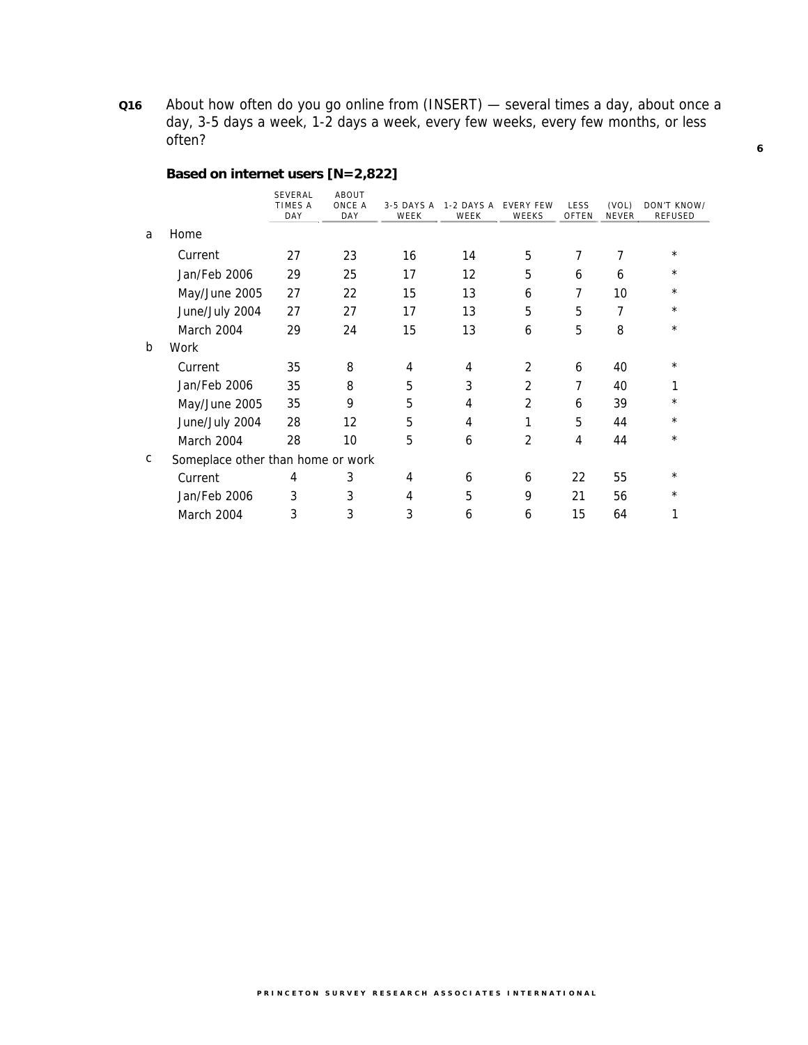**Q16** About how often do you go online from (INSERT) — several times a day, about once a day, 3-5 days a week, 1-2 days a week, every few weeks, every few months, or less often?

**Based on internet users [N=2,822]**

| | SEVERAL TIMES A DAY | ABOUT ONCE A DAY | 3-5 DAYS A WEEK | 1-2 DAYS A WEEK | EVERY FEW WEEKS | LESS OFTEN | (VOL) NEVER | DON'T KNOW/ REFUSED |
|---|---|---|---|---|---|---|---|---|
| a Home | | | | | | | | |
| Current | 27 | 23 | 16 | 14 | 5 | 7 | 7 | * |
| Jan/Feb 2006 | 29 | 25 | 17 | 12 | 5 | 6 | 6 | * |
| May/June 2005 | 27 | 22 | 15 | 13 | 6 | 7 | 10 | * |
| June/July 2004 | 27 | 27 | 17 | 13 | 5 | 5 | 7 | * |
| March 2004 | 29 | 24 | 15 | 13 | 6 | 5 | 8 | * |
| b Work | | | | | | | | |
| Current | 35 | 8 | 4 | 4 | 2 | 6 | 40 | * |
| Jan/Feb 2006 | 35 | 8 | 5 | 3 | 2 | 7 | 40 | 1 |
| May/June 2005 | 35 | 9 | 5 | 4 | 2 | 6 | 39 | * |
| June/July 2004 | 28 | 12 | 5 | 4 | 1 | 5 | 44 | * |
| March 2004 | 28 | 10 | 5 | 6 | 2 | 4 | 44 | * |
| c Someplace other than home or work | | | | | | | | |
| Current | 4 | 3 | 4 | 6 | 6 | 22 | 55 | * |
| Jan/Feb 2006 | 3 | 3 | 4 | 5 | 9 | 21 | 56 | * |
| March 2004 | 3 | 3 | 3 | 6 | 6 | 15 | 64 | 1 |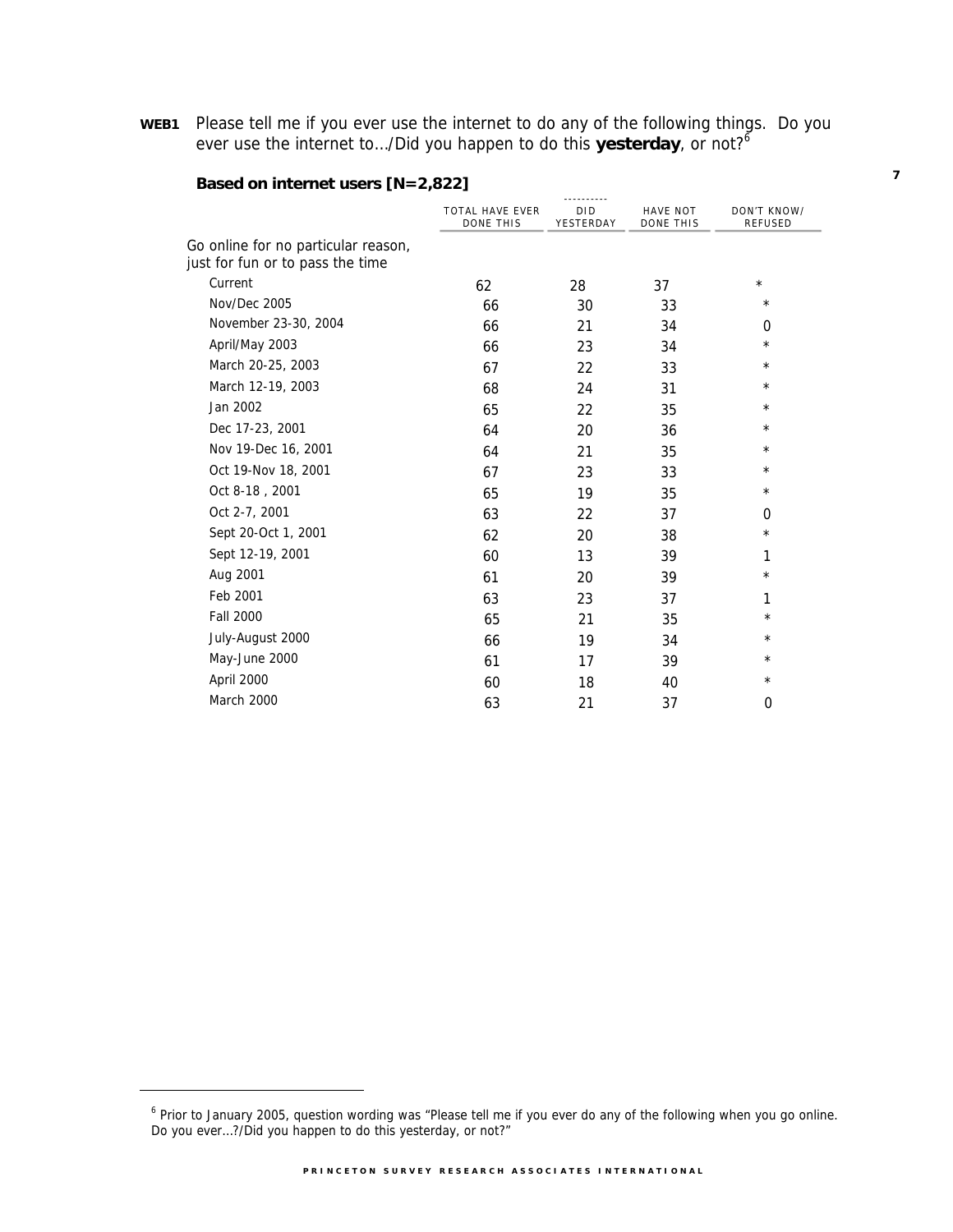**WEB1** Please tell me if you ever use the internet to do any of the following things. Do you ever use the internet to.../Did you happen to do this **yesterday**, or not?[6]

**Based on internet users [N=2,822]**

| | TOTAL HAVE EVER DONE THIS | DID YESTERDAY | HAVE NOT DONE THIS | DON'T KNOW/ REFUSED |
|---|---|---|---|---|
| Go online for no particular reason, just for fun or to pass the time | | | | |
| Current | 62 | 28 | 37 | * |
| Nov/Dec 2005 | 66 | 30 | 33 | * |
| November 23-30, 2004 | 66 | 21 | 34 | 0 |
| April/May 2003 | 66 | 23 | 34 | * |
| March 20-25, 2003 | 67 | 22 | 33 | * |
| March 12-19, 2003 | 68 | 24 | 31 | * |
| Jan 2002 | 65 | 22 | 35 | * |
| Dec 17-23, 2001 | 64 | 20 | 36 | * |
| Nov 19-Dec 16, 2001 | 64 | 21 | 35 | * |
| Oct 19-Nov 18, 2001 | 67 | 23 | 33 | * |
| Oct 8-18 , 2001 | 65 | 19 | 35 | * |
| Oct 2-7, 2001 | 63 | 22 | 37 | 0 |
| Sept 20-Oct 1, 2001 | 62 | 20 | 38 | * |
| Sept 12-19, 2001 | 60 | 13 | 39 | 1 |
| Aug 2001 | 61 | 20 | 39 | * |
| Feb 2001 | 63 | 23 | 37 | 1 |
| Fall 2000 | 65 | 21 | 35 | * |
| July-August 2000 | 66 | 19 | 34 | * |
| May-June 2000 | 61 | 17 | 39 | * |
| April 2000 | 60 | 18 | 40 | * |
| March 2000 | 63 | 21 | 37 | 0 |

[6] Prior to January 2005, question wording was "Please tell me if you ever do any of the following when you go online. Do you ever...?/Did you happen to do this yesterday, or not?"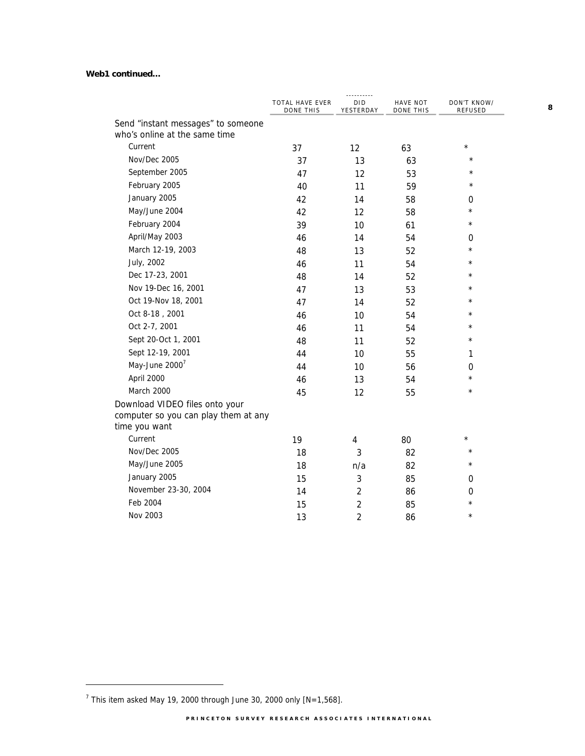**Web1 continued...**

| | TOTAL HAVE EVER DONE THIS | DID YESTERDAY | HAVE NOT DONE THIS | DON'T KNOW/ REFUSED |
|---|---|---|---|---|
| Send "instant messages" to someone who's online at the same time | | | | |
| Current | 37 | 12 | 63 | * |
| Nov/Dec 2005 | 37 | 13 | 63 | * |
| September 2005 | 47 | 12 | 53 | * |
| February 2005 | 40 | 11 | 59 | * |
| January 2005 | 42 | 14 | 58 | 0 |
| May/June 2004 | 42 | 12 | 58 | * |
| February 2004 | 39 | 10 | 61 | * |
| April/May 2003 | 46 | 14 | 54 | 0 |
| March 12-19, 2003 | 48 | 13 | 52 | * |
| July, 2002 | 46 | 11 | 54 | * |
| Dec 17-23, 2001 | 48 | 14 | 52 | * |
| Nov 19-Dec 16, 2001 | 47 | 13 | 53 | * |
| Oct 19-Nov 18, 2001 | 47 | 14 | 52 | * |
| Oct 8-18 , 2001 | 46 | 10 | 54 | * |
| Oct 2-7, 2001 | 46 | 11 | 54 | * |
| Sept 20-Oct 1, 2001 | 48 | 11 | 52 | * |
| Sept 12-19, 2001 | 44 | 10 | 55 | 1 |
| May-June 2000[7] | 44 | 10 | 56 | 0 |
| April 2000 | 46 | 13 | 54 | * |
| March 2000 | 45 | 12 | 55 | * |
| Download VIDEO files onto your computer so you can play them at any time you want | | | | |
| Current | 19 | 4 | 80 | * |
| Nov/Dec 2005 | 18 | 3 | 82 | * |
| May/June 2005 | 18 | n/a | 82 | * |
| January 2005 | 15 | 3 | 85 | 0 |
| November 23-30, 2004 | 14 | 2 | 86 | 0 |
| Feb 2004 | 15 | 2 | 85 | * |
| Nov 2003 | 13 | 2 | 86 | * |

[7] This item asked May 19, 2000 through June 30, 2000 only [N=1,568].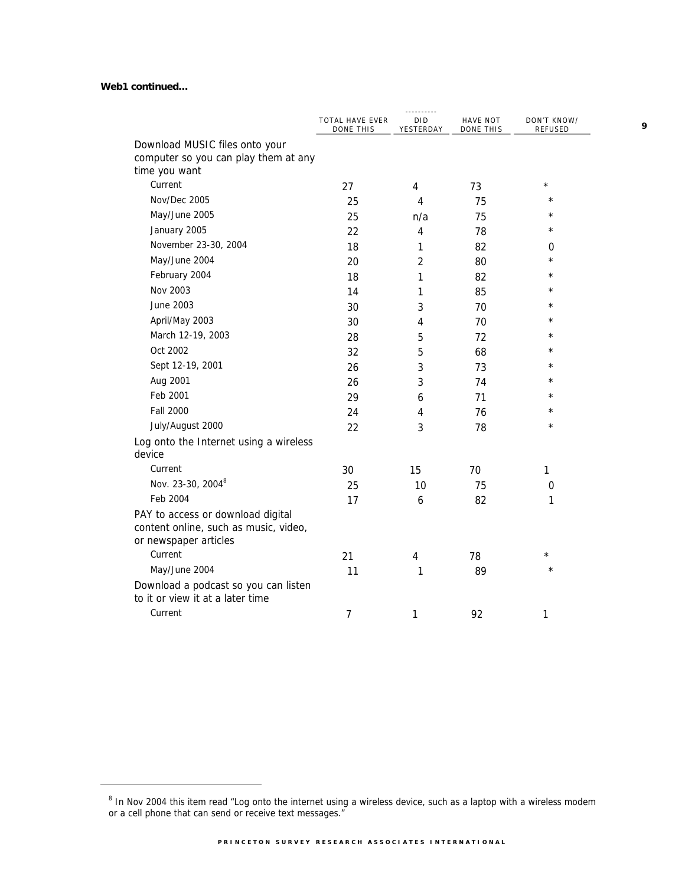**Web1 continued...**

| | TOTAL HAVE EVER DONE THIS | DID YESTERDAY | HAVE NOT DONE THIS | DON'T KNOW/ REFUSED |
|---|---|---|---|---|
| Download MUSIC files onto your computer so you can play them at any time you want | | | | |
| Current | 27 | 4 | 73 | * |
| Nov/Dec 2005 | 25 | 4 | 75 | * |
| May/June 2005 | 25 | n/a | 75 | * |
| January 2005 | 22 | 4 | 78 | * |
| November 23-30, 2004 | 18 | 1 | 82 | 0 |
| May/June 2004 | 20 | 2 | 80 | * |
| February 2004 | 18 | 1 | 82 | * |
| Nov 2003 | 14 | 1 | 85 | * |
| June 2003 | 30 | 3 | 70 | * |
| April/May 2003 | 30 | 4 | 70 | * |
| March 12-19, 2003 | 28 | 5 | 72 | * |
| Oct 2002 | 32 | 5 | 68 | * |
| Sept 12-19, 2001 | 26 | 3 | 73 | * |
| Aug 2001 | 26 | 3 | 74 | * |
| Feb 2001 | 29 | 6 | 71 | * |
| Fall 2000 | 24 | 4 | 76 | * |
| July/August 2000 | 22 | 3 | 78 | * |
| Log onto the Internet using a wireless device | | | | |
| Current | 30 | 15 | 70 | 1 |
| Nov. 23-30, 2004[8] | 25 | 10 | 75 | 0 |
| Feb 2004 | 17 | 6 | 82 | 1 |
| PAY to access or download digital content online, such as music, video, or newspaper articles | | | | |
| Current | 21 | 4 | 78 | * |
| May/June 2004 | 11 | 1 | 89 | * |
| Download a podcast so you can listen to it or view it at a later time | | | | |
| Current | 7 | 1 | 92 | 1 |

[8] In Nov 2004 this item read "Log onto the internet using a wireless device, such as a laptop with a wireless modem or a cell phone that can send or receive text messages."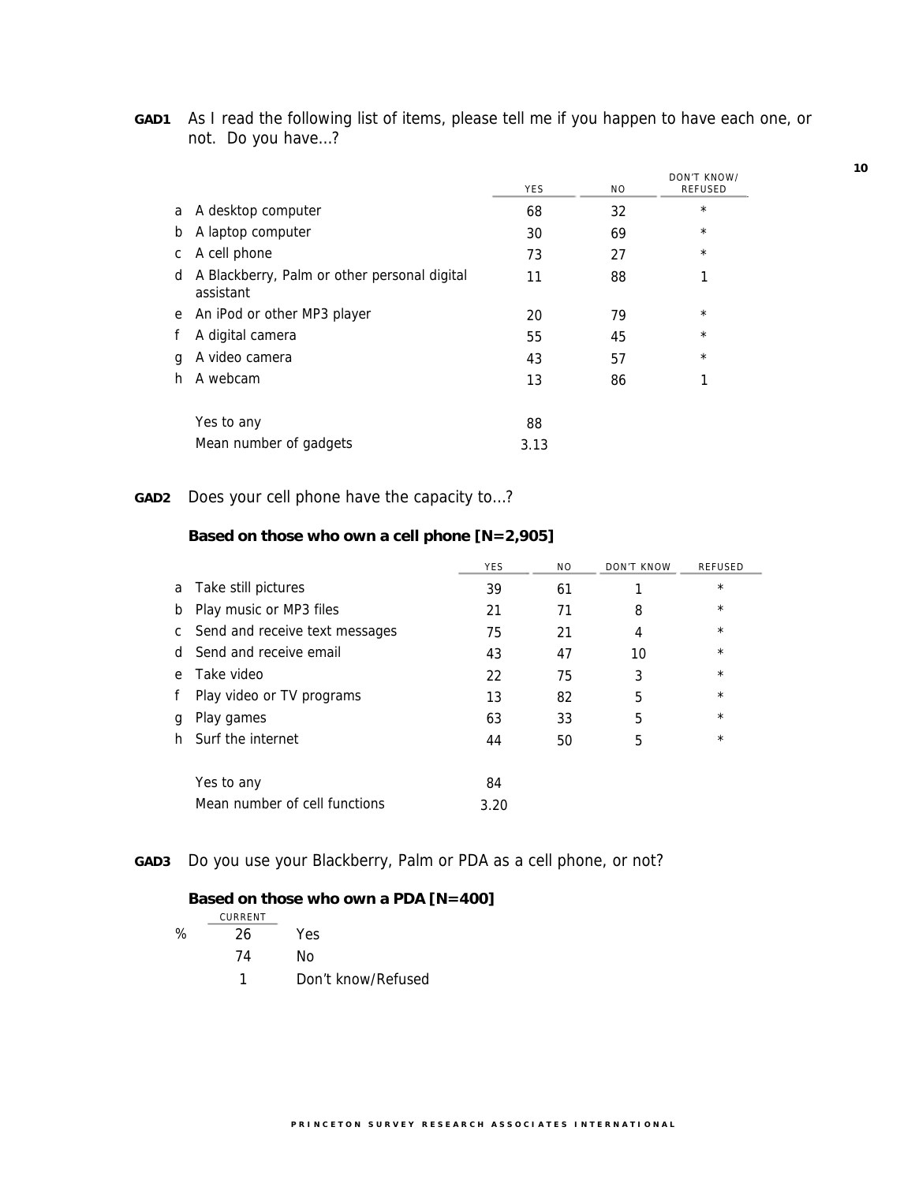**GAD1** As I read the following list of items, please tell me if you happen to have each one, or not. Do you have...?

| | | YES | NO | DON'T KNOW/ REFUSED |
|---|---|---|---|---|
| a | A desktop computer | 68 | 32 | * |
| b | A laptop computer | 30 | 69 | * |
| c | A cell phone | 73 | 27 | * |
| d | A Blackberry, Palm or other personal digital assistant | 11 | 88 | 1 |
| e | An iPod or other MP3 player | 20 | 79 | * |
| f | A digital camera | 55 | 45 | * |
| g | A video camera | 43 | 57 | * |
| h | A webcam | 13 | 86 | 1 |
| | Yes to any | 88 | | |
| | Mean number of gadgets | 3.13 | | |

**GAD2** Does your cell phone have the capacity to...?

**Based on those who own a cell phone [N=2,905]**

| | | YES | NO | DON'T KNOW | REFUSED |
|---|---|---|---|---|---|
| a | Take still pictures | 39 | 61 | 1 | * |
| b | Play music or MP3 files | 21 | 71 | 8 | * |
| c | Send and receive text messages | 75 | 21 | 4 | * |
| d | Send and receive email | 43 | 47 | 10 | * |
| e | Take video | 22 | 75 | 3 | * |
| f | Play video or TV programs | 13 | 82 | 5 | * |
| g | Play games | 63 | 33 | 5 | * |
| h | Surf the internet | 44 | 50 | 5 | * |
| | Yes to any | 84 | | | |
| | Mean number of cell functions | 3.20 | | | |

**GAD3** Do you use your Blackberry, Palm or PDA as a cell phone, or not?

**Based on those who own a PDA [N=400]**

| | CURRENT | |
|---|---|---|
| % | 26 | Yes |
| | 74 | No |
| | 1 | Don't know/Refused |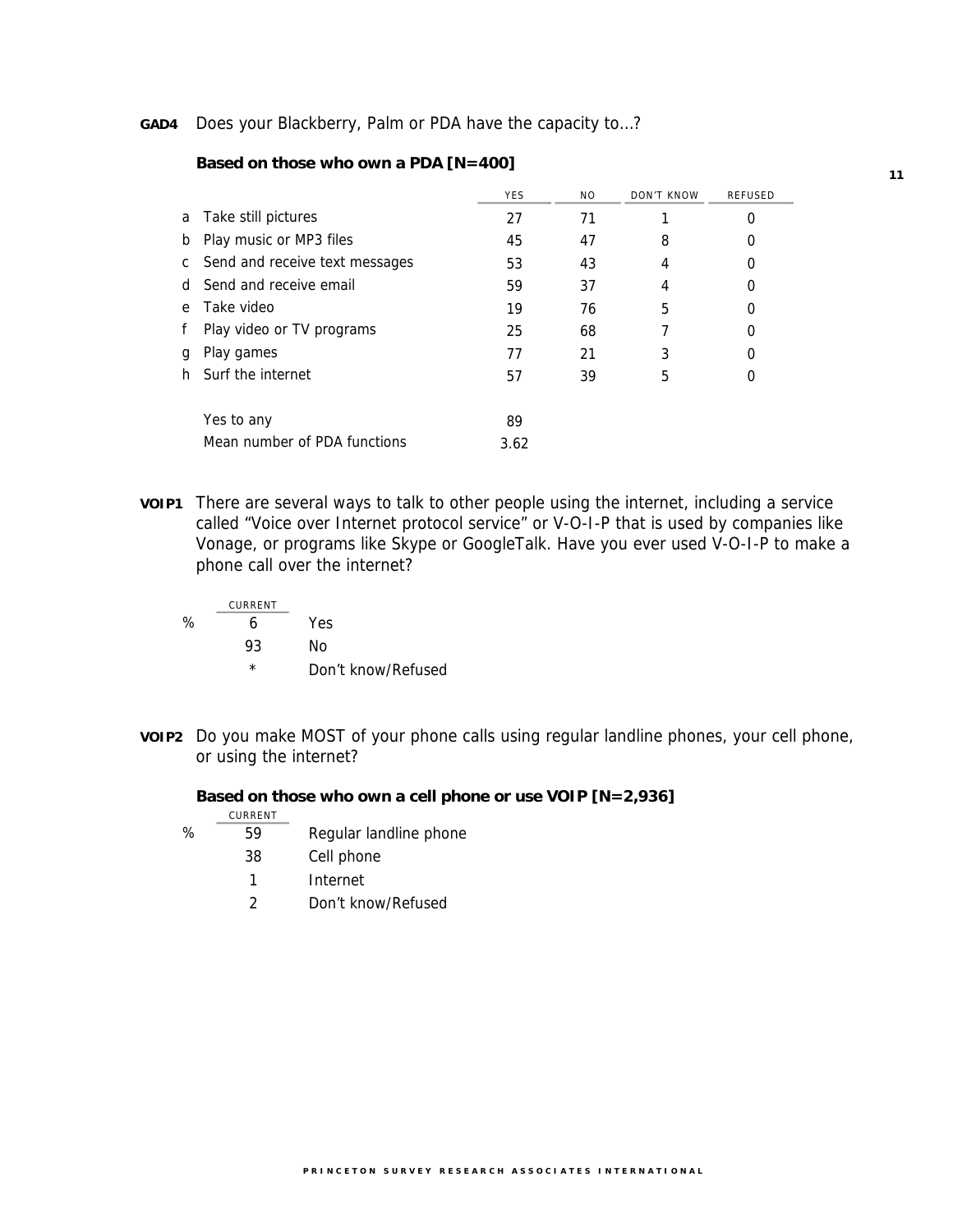**GAD4** Does your Blackberry, Palm or PDA have the capacity to...?

**Based on those who own a PDA [N=400]**

| | | YES | NO | DON'T KNOW | REFUSED |
|---|---|---|---|---|---|
| a | Take still pictures | 27 | 71 | 1 | 0 |
| b | Play music or MP3 files | 45 | 47 | 8 | 0 |
| c | Send and receive text messages | 53 | 43 | 4 | 0 |
| d | Send and receive email | 59 | 37 | 4 | 0 |
| e | Take video | 19 | 76 | 5 | 0 |
| f | Play video or TV programs | 25 | 68 | 7 | 0 |
| g | Play games | 77 | 21 | 3 | 0 |
| h | Surf the internet | 57 | 39 | 5 | 0 |
| | Yes to any | 89 | | | |
| | Mean number of PDA functions | 3.62 | | | |

**VOIP1** There are several ways to talk to other people using the internet, including a service called "Voice over Internet protocol service" or V-O-I-P that is used by companies like Vonage, or programs like Skype or GoogleTalk. Have you ever used V-O-I-P to make a phone call over the internet?

| | CURRENT | |
|---|---|---|
| % | 6 | Yes |
| | 93 | No |
| | * | Don't know/Refused |

**VOIP2** Do you make MOST of your phone calls using regular landline phones, your cell phone, or using the internet?

**Based on those who own a cell phone or use VOIP [N=2,936]**

| | CURRENT | |
|---|---|---|
| % | 59 | Regular landline phone |
| | 38 | Cell phone |
| | 1 | Internet |
| | 2 | Don't know/Refused |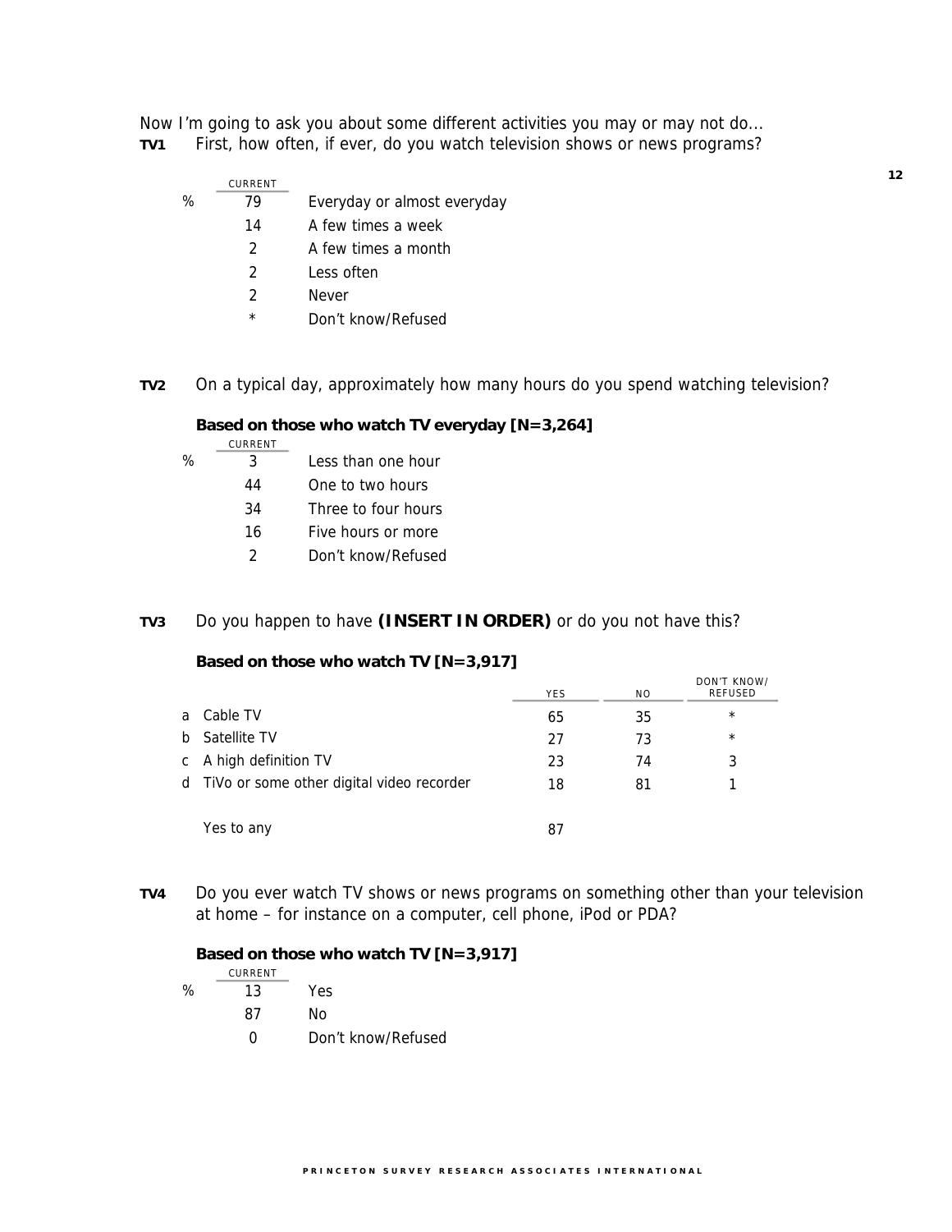Now I'm going to ask you about some different activities you may or may not do...

**TV1** First, how often, if ever, do you watch television shows or news programs?

| | CURRENT | |
|---|---|---|
| % | 79 | Everyday or almost everyday |
| | 14 | A few times a week |
| | 2 | A few times a month |
| | 2 | Less often |
| | 2 | Never |
| | * | Don't know/Refused |

**TV2** On a typical day, approximately how many hours do you spend watching television?

**Based on those who watch TV everyday [N=3,264]**

| | CURRENT | |
|---|---|---|
| % | 3 | Less than one hour |
| | 44 | One to two hours |
| | 34 | Three to four hours |
| | 16 | Five hours or more |
| | 2 | Don't know/Refused |

**TV3** Do you happen to have **(INSERT IN ORDER)** or do you not have this?

**Based on those who watch TV [N=3,917]**

| | YES | NO | DON'T KNOW/ REFUSED |
|---|---|---|---|
| a Cable TV | 65 | 35 | * |
| b Satellite TV | 27 | 73 | * |
| c A high definition TV | 23 | 74 | 3 |
| d TiVo or some other digital video recorder | 18 | 81 | 1 |
| Yes to any | 87 | | |

**TV4** Do you ever watch TV shows or news programs on something other than your television at home – for instance on a computer, cell phone, iPod or PDA?

**Based on those who watch TV [N=3,917]**

| | CURRENT | |
|---|---|---|
| % | 13 | Yes |
| | 87 | No |
| | 0 | Don't know/Refused |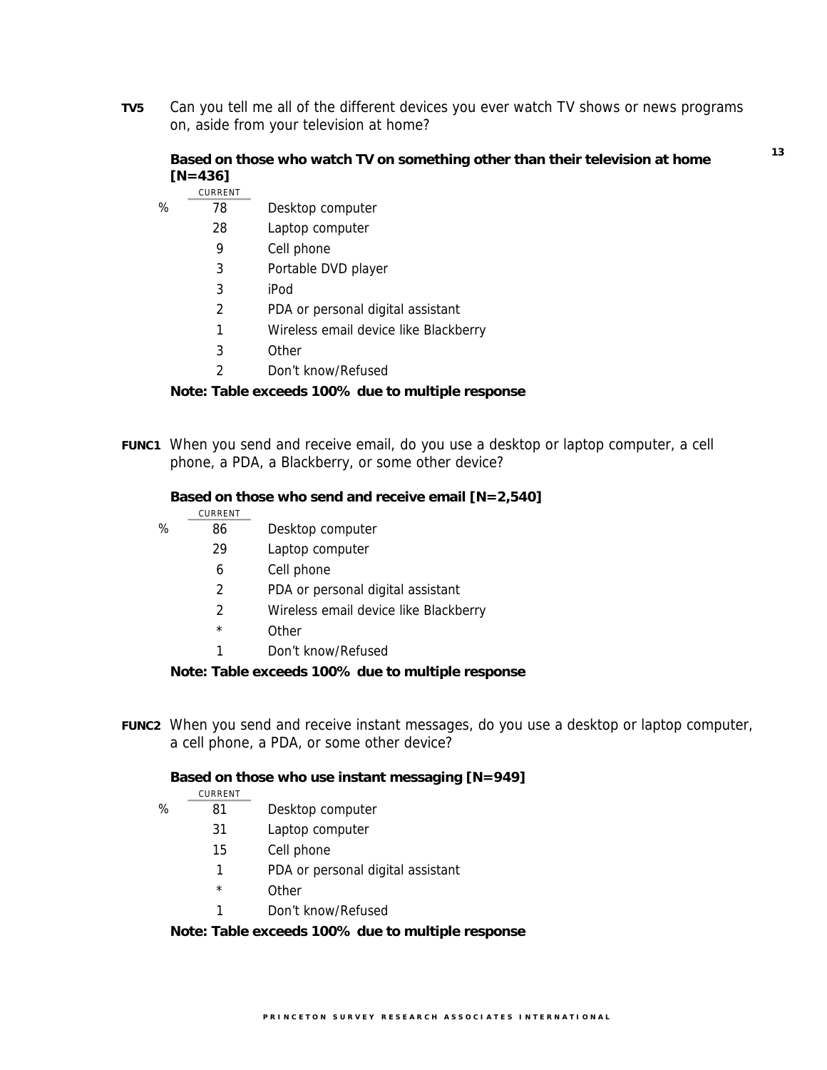**TV5** Can you tell me all of the different devices you ever watch TV shows or news programs on, aside from your television at home?

**Based on those who watch TV on something other than their television at home [N=436]**

| | CURRENT | |
|---|---|---|
| % | 78 | Desktop computer |
| | 28 | Laptop computer |
| | 9 | Cell phone |
| | 3 | Portable DVD player |
| | 3 | iPod |
| | 2 | PDA or personal digital assistant |
| | 1 | Wireless email device like Blackberry |
| | 3 | Other |
| | 2 | Don't know/Refused |

**Note: Table exceeds 100% due to multiple response**

**FUNC1** When you send and receive email, do you use a desktop or laptop computer, a cell phone, a PDA, a Blackberry, or some other device?

**Based on those who send and receive email [N=2,540]**

| | CURRENT | |
|---|---|---|
| % | 86 | Desktop computer |
| | 29 | Laptop computer |
| | 6 | Cell phone |
| | 2 | PDA or personal digital assistant |
| | 2 | Wireless email device like Blackberry |
| | * | Other |
| | 1 | Don't know/Refused |

**Note: Table exceeds 100% due to multiple response**

**FUNC2** When you send and receive instant messages, do you use a desktop or laptop computer, a cell phone, a PDA, or some other device?

**Based on those who use instant messaging [N=949]**

| | CURRENT | |
|---|---|---|
| % | 81 | Desktop computer |
| | 31 | Laptop computer |
| | 15 | Cell phone |
| | 1 | PDA or personal digital assistant |
| | * | Other |
| | 1 | Don't know/Refused |

**Note: Table exceeds 100% due to multiple response**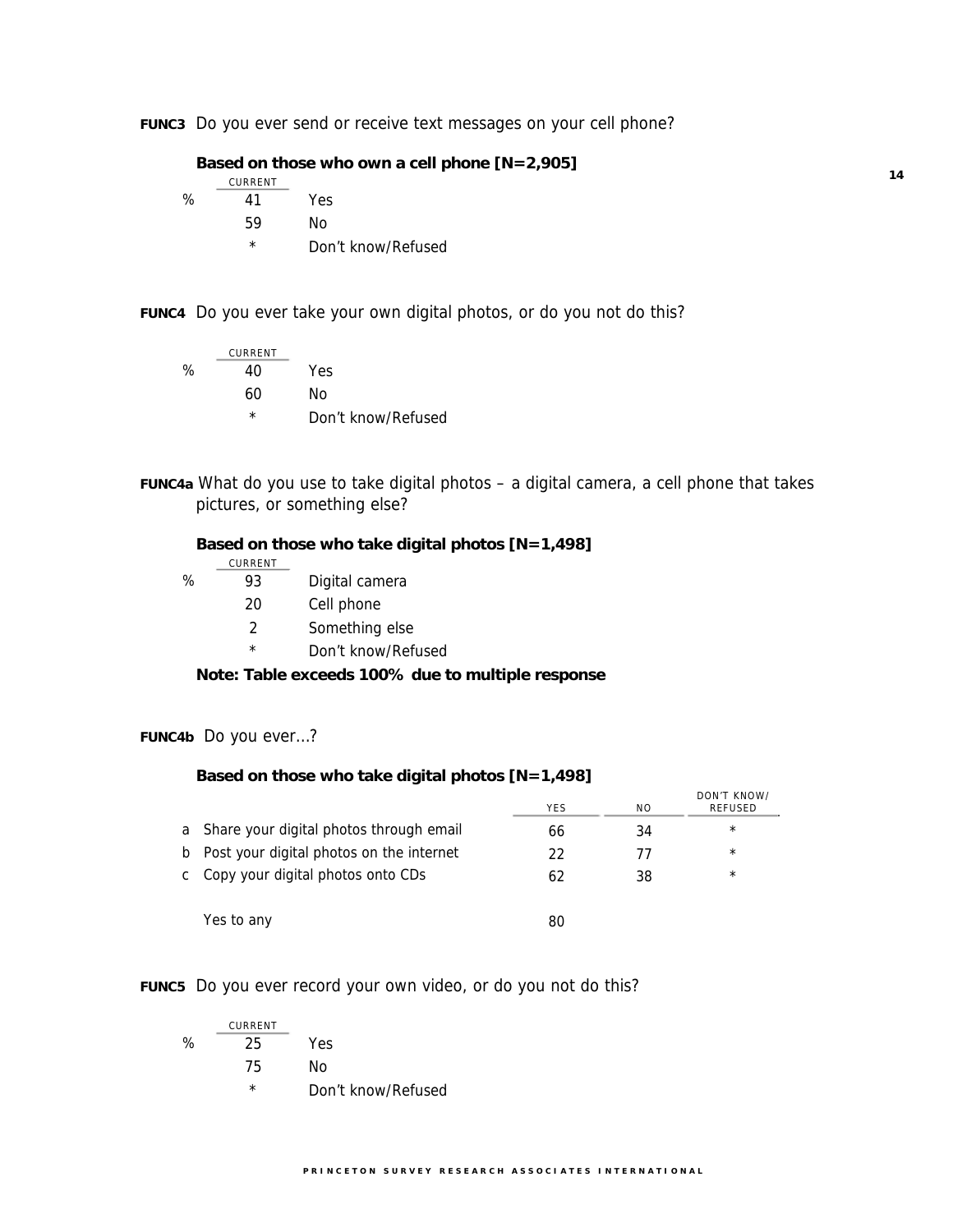**FUNC3** Do you ever send or receive text messages on your cell phone?

**Based on those who own a cell phone [N=2,905]**

| | CURRENT | |
|---|---|---|
| % | 41 | Yes |
| | 59 | No |
| | * | Don't know/Refused |

**FUNC4** Do you ever take your own digital photos, or do you not do this?

| | CURRENT | |
|---|---|---|
| % | 40 | Yes |
| | 60 | No |
| | * | Don't know/Refused |

**FUNC4a** What do you use to take digital photos – a digital camera, a cell phone that takes pictures, or something else?

**Based on those who take digital photos [N=1,498]**

| | CURRENT | |
|---|---|---|
| % | 93 | Digital camera |
| | 20 | Cell phone |
| | 2 | Something else |
| | * | Don't know/Refused |

**Note: Table exceeds 100% due to multiple response**

**FUNC4b** Do you ever...?

**Based on those who take digital photos [N=1,498]**

| | | YES | NO | DON'T KNOW/ REFUSED |
|---|---|---|---|---|
| a | Share your digital photos through email | 66 | 34 | * |
| b | Post your digital photos on the internet | 22 | 77 | * |
| c | Copy your digital photos onto CDs | 62 | 38 | * |
| | Yes to any | 80 | | |

**FUNC5** Do you ever record your own video, or do you not do this?

| | CURRENT | |
|---|---|---|
| % | 25 | Yes |
| | 75 | No |
| | * | Don't know/Refused |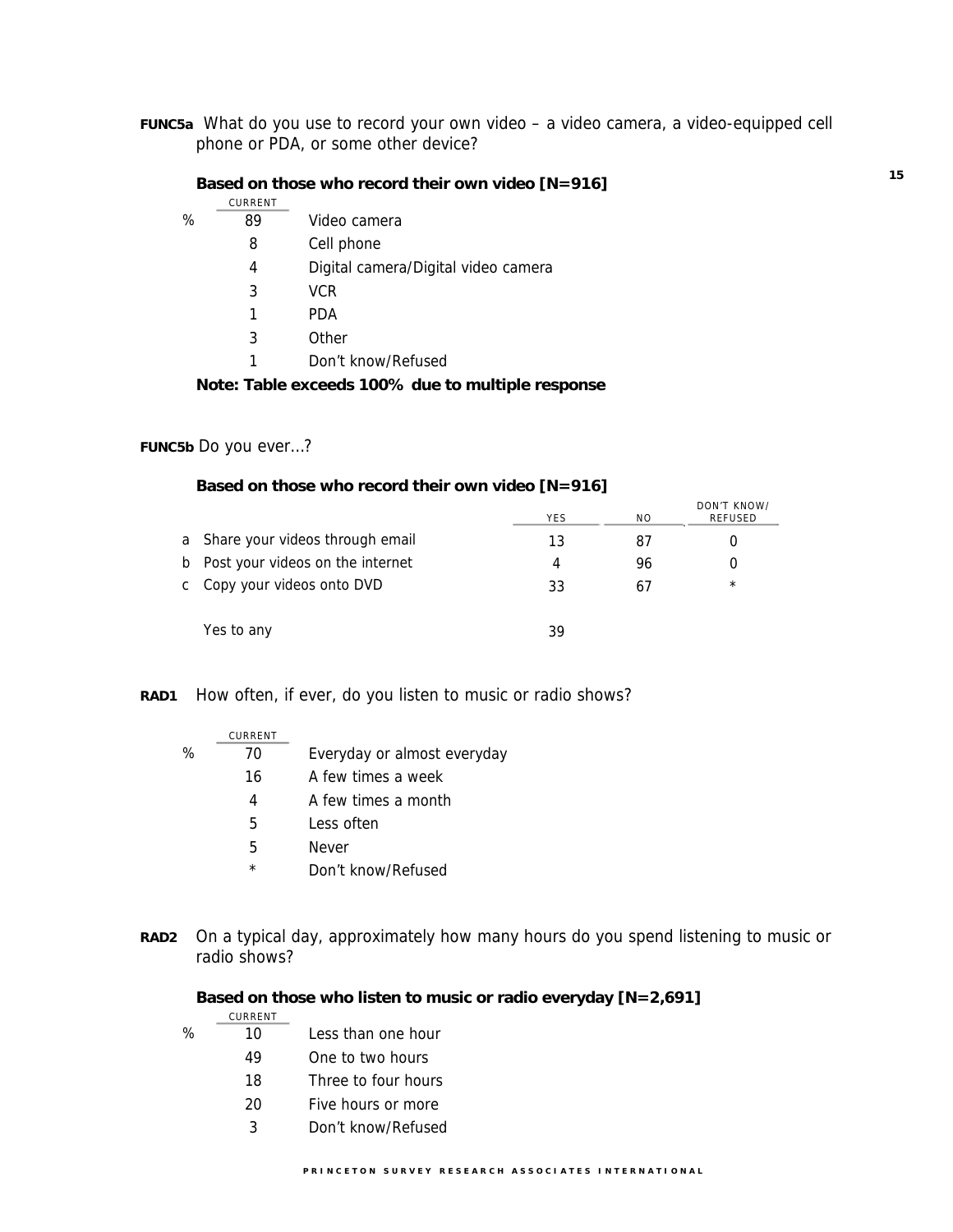**FUNC5a** What do you use to record your own video – a video camera, a video-equipped cell phone or PDA, or some other device?

**Based on those who record their own video [N=916]**

| | CURRENT | |
|---|---|---|
| % | 89 | Video camera |
| | 8 | Cell phone |
| | 4 | Digital camera/Digital video camera |
| | 3 | VCR |
| | 1 | PDA |
| | 3 | Other |
| | 1 | Don't know/Refused |

**Note: Table exceeds 100% due to multiple response**

**FUNC5b** Do you ever…?

**Based on those who record their own video [N=916]**

| | | YES | NO | DON'T KNOW/ REFUSED |
|---|---|---|---|---|
| a | Share your videos through email | 13 | 87 | 0 |
| b | Post your videos on the internet | 4 | 96 | 0 |
| c | Copy your videos onto DVD | 33 | 67 | * |
| | Yes to any | 39 | | |

**RAD1** How often, if ever, do you listen to music or radio shows?

| | CURRENT | |
|---|---|---|
| % | 70 | Everyday or almost everyday |
| | 16 | A few times a week |
| | 4 | A few times a month |
| | 5 | Less often |
| | 5 | Never |
| | * | Don't know/Refused |

**RAD2** On a typical day, approximately how many hours do you spend listening to music or radio shows?

**Based on those who listen to music or radio everyday [N=2,691]**

| | CURRENT | |
|---|---|---|
| % | 10 | Less than one hour |
| | 49 | One to two hours |
| | 18 | Three to four hours |
| | 20 | Five hours or more |
| | 3 | Don't know/Refused |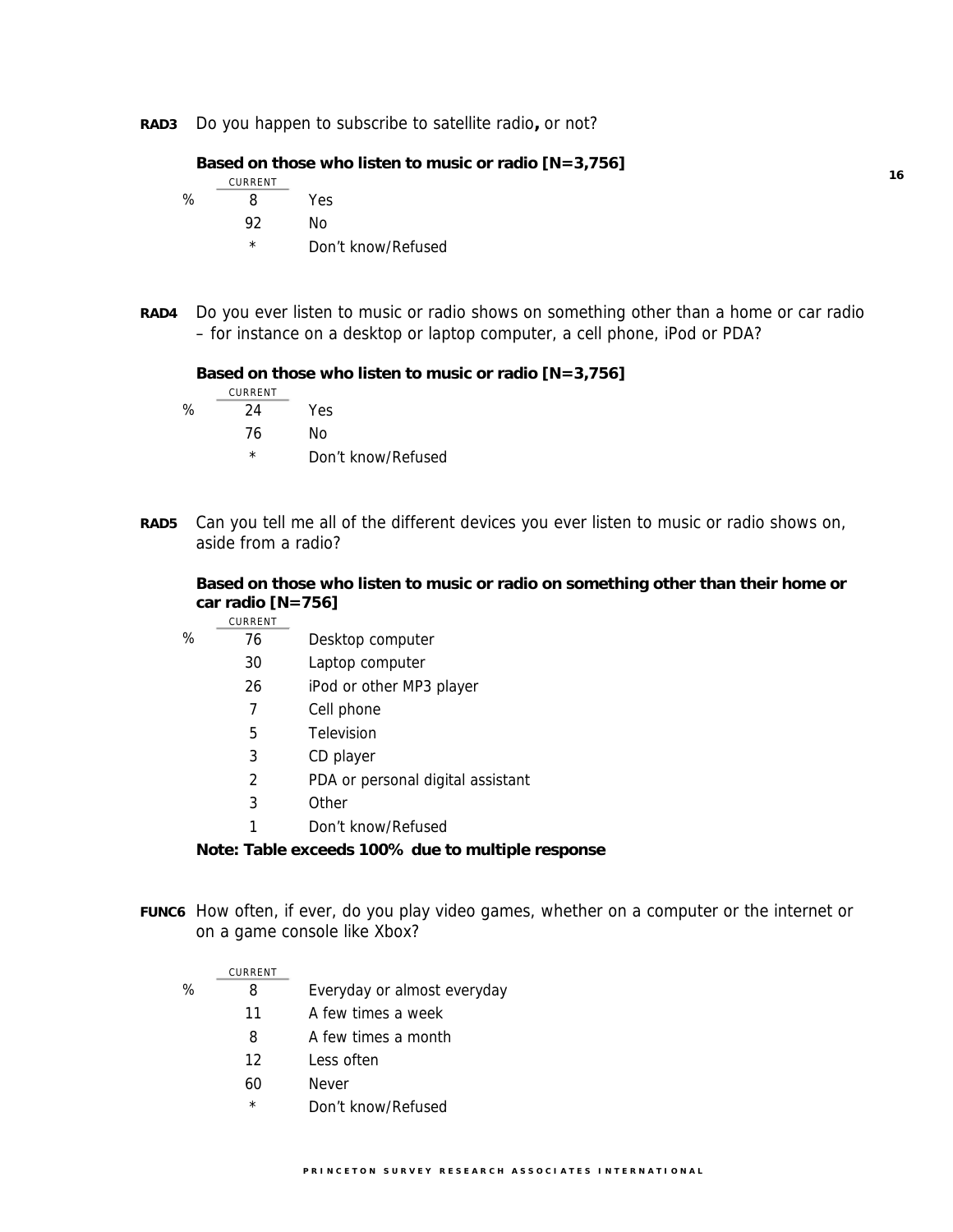**RAD3** Do you happen to subscribe to satellite radio**,** or not?

**Based on those who listen to music or radio [N=3,756]**

| | CURRENT | |
|---|---|---|
| % | 8 | Yes |
| | 92 | No |
| | * | Don't know/Refused |

**RAD4** Do you ever listen to music or radio shows on something other than a home or car radio – for instance on a desktop or laptop computer, a cell phone, iPod or PDA?

**Based on those who listen to music or radio [N=3,756]**

| | CURRENT | |
|---|---|---|
| % | 24 | Yes |
| | 76 | No |
| | * | Don't know/Refused |

**RAD5** Can you tell me all of the different devices you ever listen to music or radio shows on, aside from a radio?

**Based on those who listen to music or radio on something other than their home or car radio [N=756]**

| | CURRENT | |
|---|---|---|
| % | 76 | Desktop computer |
| | 30 | Laptop computer |
| | 26 | iPod or other MP3 player |
| | 7 | Cell phone |
| | 5 | Television |
| | 3 | CD player |
| | 2 | PDA or personal digital assistant |
| | 3 | Other |
| | 1 | Don't know/Refused |

**Note: Table exceeds 100% due to multiple response**

**FUNC6** How often, if ever, do you play video games, whether on a computer or the internet or on a game console like Xbox?

| | CURRENT | |
|---|---|---|
| % | 8 | Everyday or almost everyday |
| | 11 | A few times a week |
| | 8 | A few times a month |
| | 12 | Less often |
| | 60 | Never |
| | * | Don't know/Refused |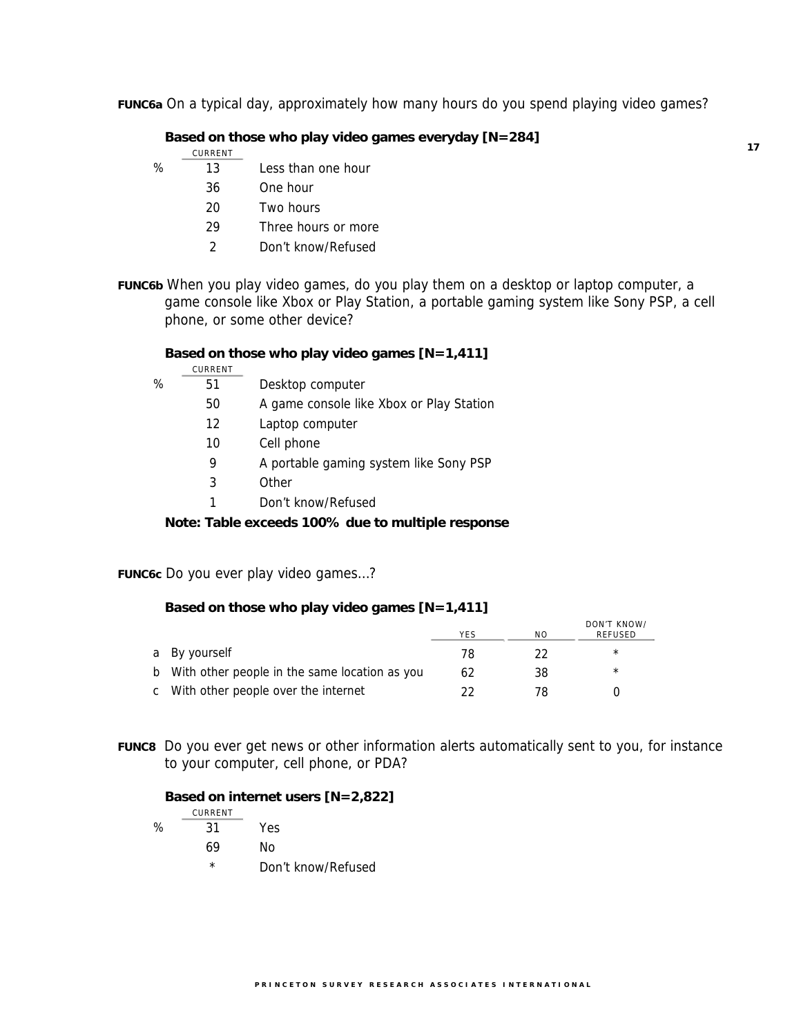**FUNC6a** On a typical day, approximately how many hours do you spend playing video games?

**Based on those who play video games everyday [N=284]**

| | CURRENT | |
|---|---|---|
| % | 13 | Less than one hour |
| | 36 | One hour |
| | 20 | Two hours |
| | 29 | Three hours or more |
| | 2 | Don't know/Refused |

**FUNC6b** When you play video games, do you play them on a desktop or laptop computer, a game console like Xbox or Play Station, a portable gaming system like Sony PSP, a cell phone, or some other device?

**Based on those who play video games [N=1,411]**

| | CURRENT | |
|---|---|---|
| % | 51 | Desktop computer |
| | 50 | A game console like Xbox or Play Station |
| | 12 | Laptop computer |
| | 10 | Cell phone |
| | 9 | A portable gaming system like Sony PSP |
| | 3 | Other |
| | 1 | Don't know/Refused |

**Note: Table exceeds 100% due to multiple response**

**FUNC6c** Do you ever play video games…?

**Based on those who play video games [N=1,411]**

| | YES | NO | DON'T KNOW/ REFUSED |
|---|---|---|---|
| a By yourself | 78 | 22 | * |
| b With other people in the same location as you | 62 | 38 | * |
| c With other people over the internet | 22 | 78 | 0 |

**FUNC8** Do you ever get news or other information alerts automatically sent to you, for instance to your computer, cell phone, or PDA?

**Based on internet users [N=2,822]**

| | CURRENT | |
|---|---|---|
| % | 31 | Yes |
| | 69 | No |
| | * | Don't know/Refused |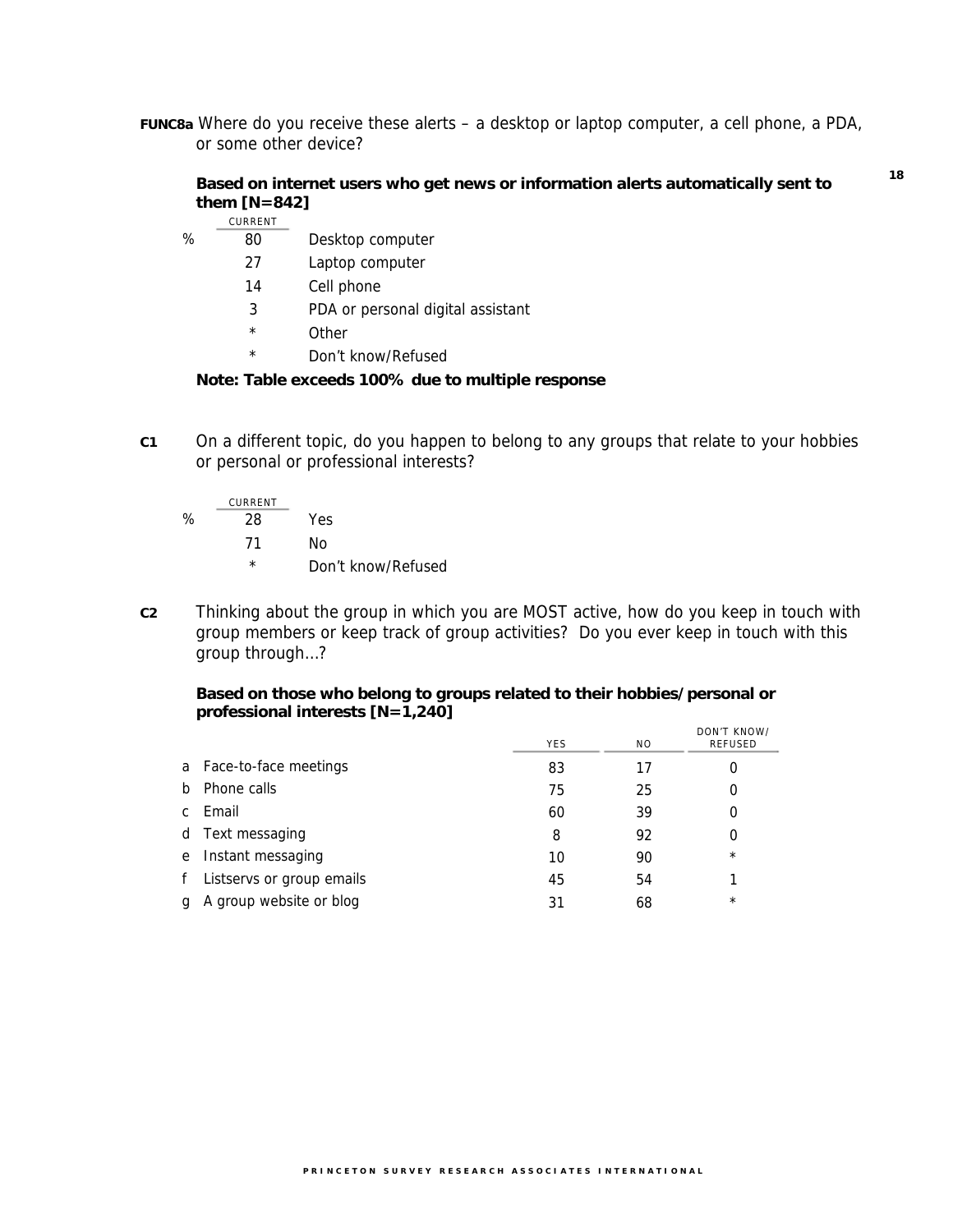**FUNC8a** Where do you receive these alerts – a desktop or laptop computer, a cell phone, a PDA, or some other device?

**Based on internet users who get news or information alerts automatically sent to them [N=842]**

| | CURRENT | |
|---|---|---|
| % | 80 | Desktop computer |
| | 27 | Laptop computer |
| | 14 | Cell phone |
| | 3 | PDA or personal digital assistant |
| | * | Other |
| | * | Don't know/Refused |

**Note: Table exceeds 100% due to multiple response**

**C1** On a different topic, do you happen to belong to any groups that relate to your hobbies or personal or professional interests?

| | CURRENT | |
|---|---|---|
| % | 28 | Yes |
| | 71 | No |
| | * | Don't know/Refused |

**C2** Thinking about the group in which you are MOST active, how do you keep in touch with group members or keep track of group activities? Do you ever keep in touch with this group through…?

**Based on those who belong to groups related to their hobbies/personal or professional interests [N=1,240]**

| | YES | NO | DON'T KNOW/ REFUSED |
|---|---|---|---|
| a Face-to-face meetings | 83 | 17 | 0 |
| b Phone calls | 75 | 25 | 0 |
| c Email | 60 | 39 | 0 |
| d Text messaging | 8 | 92 | 0 |
| e Instant messaging | 10 | 90 | * |
| f Listservs or group emails | 45 | 54 | 1 |
| g A group website or blog | 31 | 68 | * |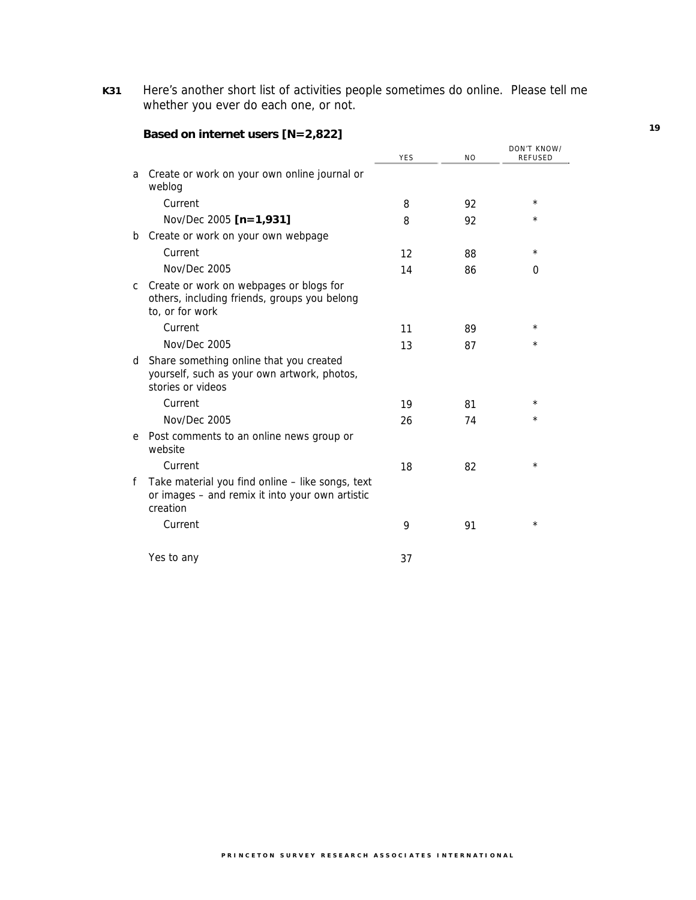**K31** Here's another short list of activities people sometimes do online. Please tell me whether you ever do each one, or not.

**Based on internet users [N=2,822]**

| | YES | NO | DON'T KNOW/ REFUSED |
|---|---|---|---|
| a Create or work on your own online journal or weblog | | | |
| Current | 8 | 92 | * |
| Nov/Dec 2005 **[n=1,931]** | 8 | 92 | * |
| b Create or work on your own webpage | | | |
| Current | 12 | 88 | * |
| Nov/Dec 2005 | 14 | 86 | 0 |
| c Create or work on webpages or blogs for others, including friends, groups you belong to, or for work | | | |
| Current | 11 | 89 | * |
| Nov/Dec 2005 | 13 | 87 | * |
| d Share something online that you created yourself, such as your own artwork, photos, stories or videos | | | |
| Current | 19 | 81 | * |
| Nov/Dec 2005 | 26 | 74 | * |
| e Post comments to an online news group or website | | | |
| Current | 18 | 82 | * |
| f Take material you find online – like songs, text or images – and remix it into your own artistic creation | | | |
| Current | 9 | 91 | * |
| Yes to any | 37 | | |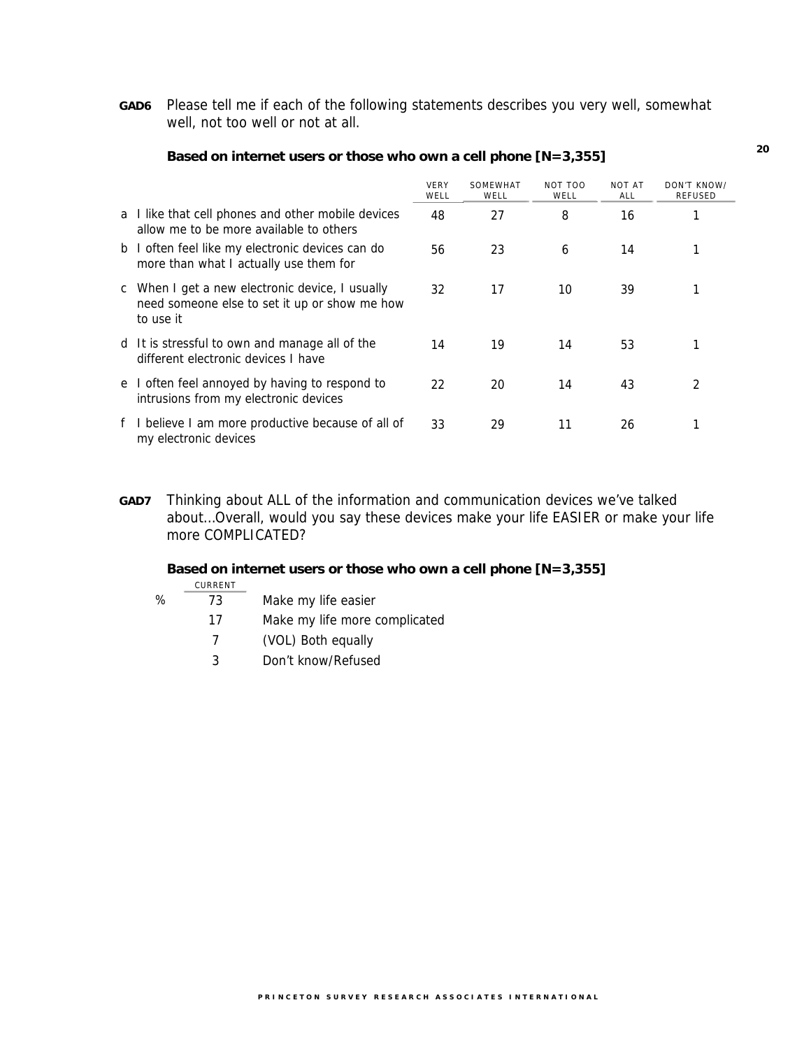**GAD6** Please tell me if each of the following statements describes you very well, somewhat well, not too well or not at all.

**Based on internet users or those who own a cell phone [N=3,355]**

| | VERY WELL | SOMEWHAT WELL | NOT TOO WELL | NOT AT ALL | DON'T KNOW/ REFUSED |
|---|---|---|---|---|---|
| a I like that cell phones and other mobile devices allow me to be more available to others | 48 | 27 | 8 | 16 | 1 |
| b I often feel like my electronic devices can do more than what I actually use them for | 56 | 23 | 6 | 14 | 1 |
| c When I get a new electronic device, I usually need someone else to set it up or show me how to use it | 32 | 17 | 10 | 39 | 1 |
| d It is stressful to own and manage all of the different electronic devices I have | 14 | 19 | 14 | 53 | 1 |
| e I often feel annoyed by having to respond to intrusions from my electronic devices | 22 | 20 | 14 | 43 | 2 |
| f I believe I am more productive because of all of my electronic devices | 33 | 29 | 11 | 26 | 1 |

**GAD7** Thinking about ALL of the information and communication devices we've talked about...Overall, would you say these devices make your life EASIER or make your life more COMPLICATED?

**Based on internet users or those who own a cell phone [N=3,355]**

| | CURRENT | |
|---|---|---|
| % | 73 | Make my life easier |
| | 17 | Make my life more complicated |
| | 7 | (VOL) Both equally |
| | 3 | Don't know/Refused |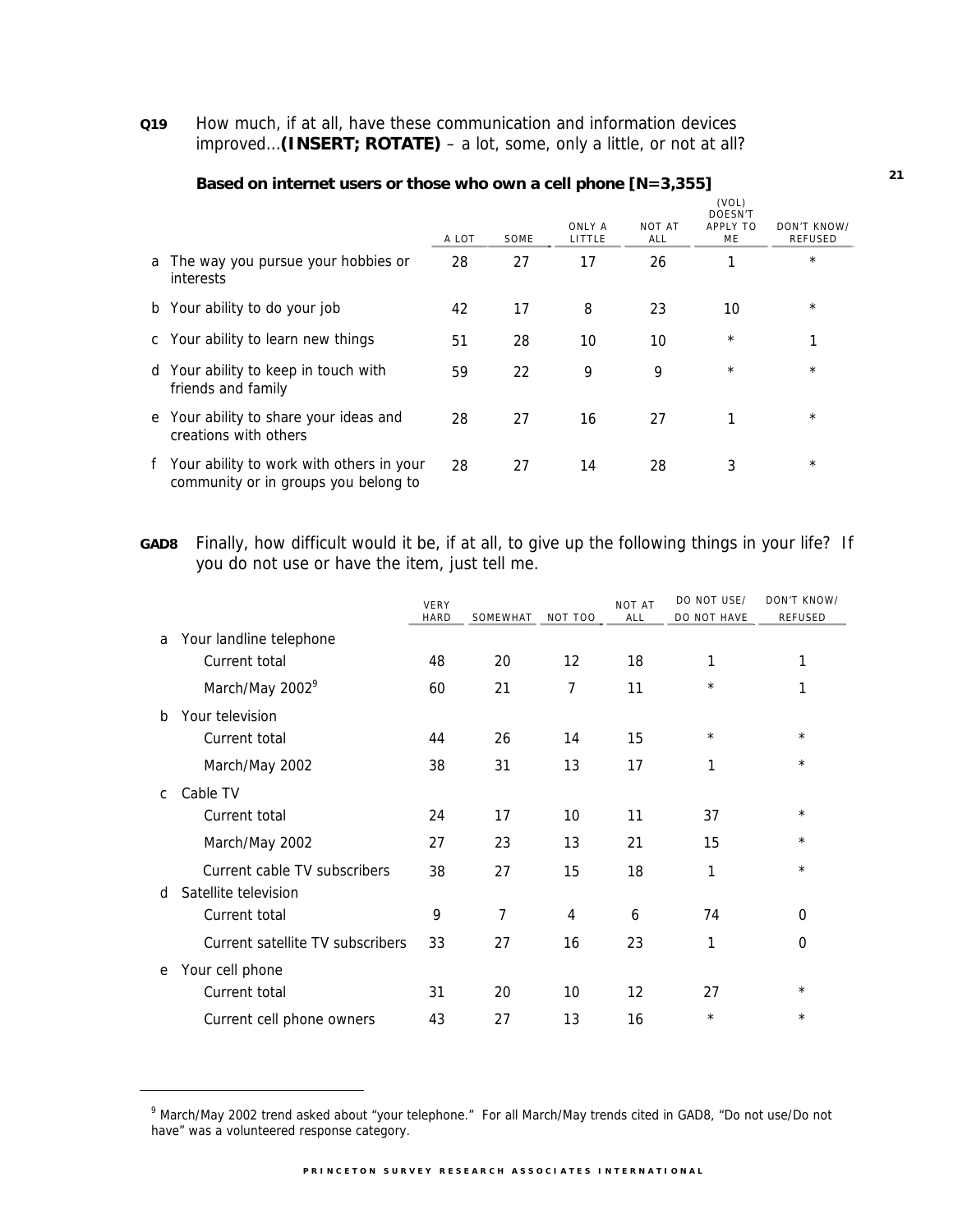**Q19** How much, if at all, have these communication and information devices improved...**(INSERT; ROTATE)** – a lot, some, only a little, or not at all?

**Based on internet users or those who own a cell phone [N=3,355]**

| | A LOT | SOME | ONLY A LITTLE | NOT AT ALL | (VOL) DOESN'T APPLY TO ME | DON'T KNOW/ REFUSED |
|---|---|---|---|---|---|---|
| a The way you pursue your hobbies or interests | 28 | 27 | 17 | 26 | 1 | * |
| b Your ability to do your job | 42 | 17 | 8 | 23 | 10 | * |
| c Your ability to learn new things | 51 | 28 | 10 | 10 | * | 1 |
| d Your ability to keep in touch with friends and family | 59 | 22 | 9 | 9 | * | * |
| e Your ability to share your ideas and creations with others | 28 | 27 | 16 | 27 | 1 | * |
| f Your ability to work with others in your community or in groups you belong to | 28 | 27 | 14 | 28 | 3 | * |

**GAD8** Finally, how difficult would it be, if at all, to give up the following things in your life? If you do not use or have the item, just tell me.

| | VERY HARD | SOMEWHAT | NOT TOO | NOT AT ALL | DO NOT USE/ DO NOT HAVE | DON'T KNOW/ REFUSED |
|---|---|---|---|---|---|---|
| a Your landline telephone | | | | | | |
| Current total | 48 | 20 | 12 | 18 | 1 | 1 |
| March/May 2002[9] | 60 | 21 | 7 | 11 | * | 1 |
| b Your television | | | | | | |
| Current total | 44 | 26 | 14 | 15 | * | * |
| March/May 2002 | 38 | 31 | 13 | 17 | 1 | * |
| c Cable TV | | | | | | |
| Current total | 24 | 17 | 10 | 11 | 37 | * |
| March/May 2002 | 27 | 23 | 13 | 21 | 15 | * |
| Current cable TV subscribers | 38 | 27 | 15 | 18 | 1 | * |
| d Satellite television | | | | | | |
| Current total | 9 | 7 | 4 | 6 | 74 | 0 |
| Current satellite TV subscribers | 33 | 27 | 16 | 23 | 1 | 0 |
| e Your cell phone | | | | | | |
| Current total | 31 | 20 | 10 | 12 | 27 | * |
| Current cell phone owners | 43 | 27 | 13 | 16 | * | * |

[9] March/May 2002 trend asked about "your telephone." For all March/May trends cited in GAD8, "Do not use/Do not have" was a volunteered response category.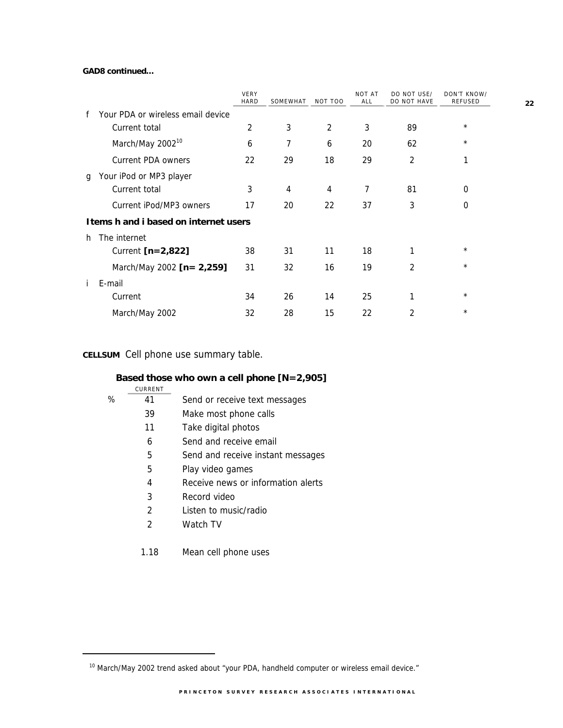**GAD8 continued...**

| | VERY HARD | SOMEWHAT | NOT TOO | NOT AT ALL | DO NOT USE/ DO NOT HAVE | DON'T KNOW/ REFUSED |
|---|---|---|---|---|---|---|
| f Your PDA or wireless email device | | | | | | |
| Current total | 2 | 3 | 2 | 3 | 89 | * |
| March/May 2002[10] | 6 | 7 | 6 | 20 | 62 | * |
| Current PDA owners | 22 | 29 | 18 | 29 | 2 | 1 |
| g Your iPod or MP3 player | | | | | | |
| Current total | 3 | 4 | 4 | 7 | 81 | 0 |
| Current iPod/MP3 owners | 17 | 20 | 22 | 37 | 3 | 0 |
| **Items h and i based on internet users** | | | | | | |
| h The internet | | | | | | |
| Current **[n=2,822]** | 38 | 31 | 11 | 18 | 1 | * |
| March/May 2002 **[n= 2,259]** | 31 | 32 | 16 | 19 | 2 | * |
| i E-mail | | | | | | |
| Current | 34 | 26 | 14 | 25 | 1 | * |
| March/May 2002 | 32 | 28 | 15 | 22 | 2 | * |

**CELLSUM** Cell phone use summary table.

**Based those who own a cell phone [N=2,905]**

| | CURRENT | |
|---|---|---|
| % | 41 | Send or receive text messages |
| | 39 | Make most phone calls |
| | 11 | Take digital photos |
| | 6 | Send and receive email |
| | 5 | Send and receive instant messages |
| | 5 | Play video games |
| | 4 | Receive news or information alerts |
| | 3 | Record video |
| | 2 | Listen to music/radio |
| | 2 | Watch TV |
| | | |
| | 1.18 | Mean cell phone uses |

[10] March/May 2002 trend asked about "your PDA, handheld computer or wireless email device."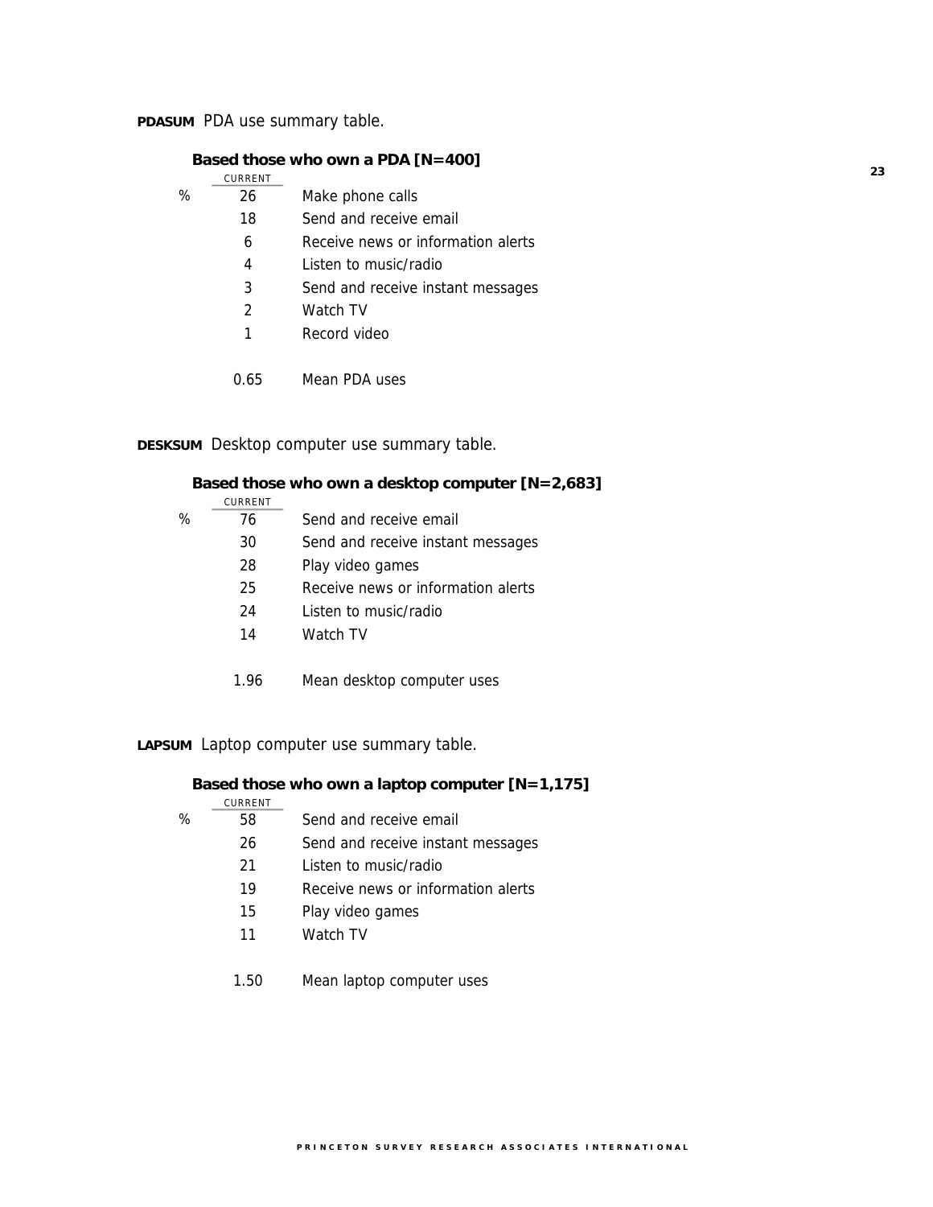**PDASUM** PDA use summary table.

**Based those who own a PDA [N=400]**

| | CURRENT | |
|---|---|---|
| % | 26 | Make phone calls |
| | 18 | Send and receive email |
| | 6 | Receive news or information alerts |
| | 4 | Listen to music/radio |
| | 3 | Send and receive instant messages |
| | 2 | Watch TV |
| | 1 | Record video |
| | | |
| | 0.65 | Mean PDA uses |

**DESKSUM** Desktop computer use summary table.

**Based those who own a desktop computer [N=2,683]**

| | CURRENT | |
|---|---|---|
| % | 76 | Send and receive email |
| | 30 | Send and receive instant messages |
| | 28 | Play video games |
| | 25 | Receive news or information alerts |
| | 24 | Listen to music/radio |
| | 14 | Watch TV |
| | | |
| | 1.96 | Mean desktop computer uses |

**LAPSUM** Laptop computer use summary table.

**Based those who own a laptop computer [N=1,175]**

| | CURRENT | |
|---|---|---|
| % | 58 | Send and receive email |
| | 26 | Send and receive instant messages |
| | 21 | Listen to music/radio |
| | 19 | Receive news or information alerts |
| | 15 | Play video games |
| | 11 | Watch TV |
| | | |
| | 1.50 | Mean laptop computer uses |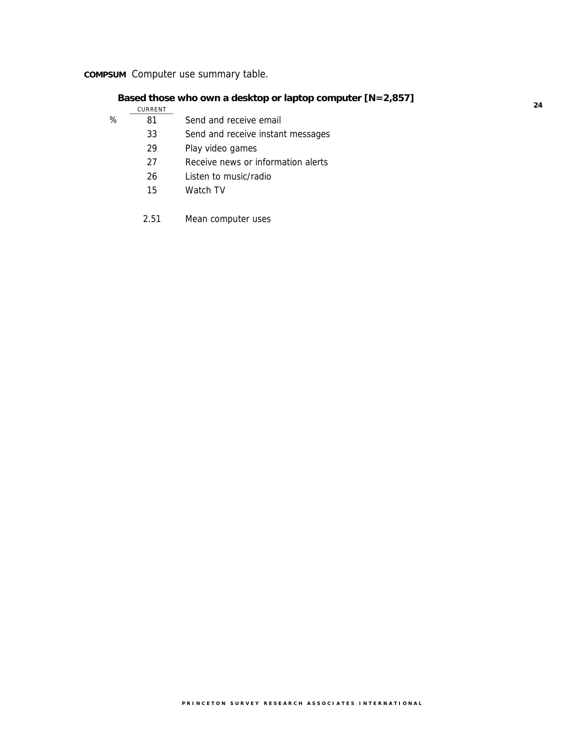**COMPSUM** Computer use summary table.

**Based those who own a desktop or laptop computer [N=2,857]**

| | CURRENT | |
|---|---|---|
| % | 81 | Send and receive email |
| | 33 | Send and receive instant messages |
| | 29 | Play video games |
| | 27 | Receive news or information alerts |
| | 26 | Listen to music/radio |
| | 15 | Watch TV |
| | | |
| | 2.51 | Mean computer uses |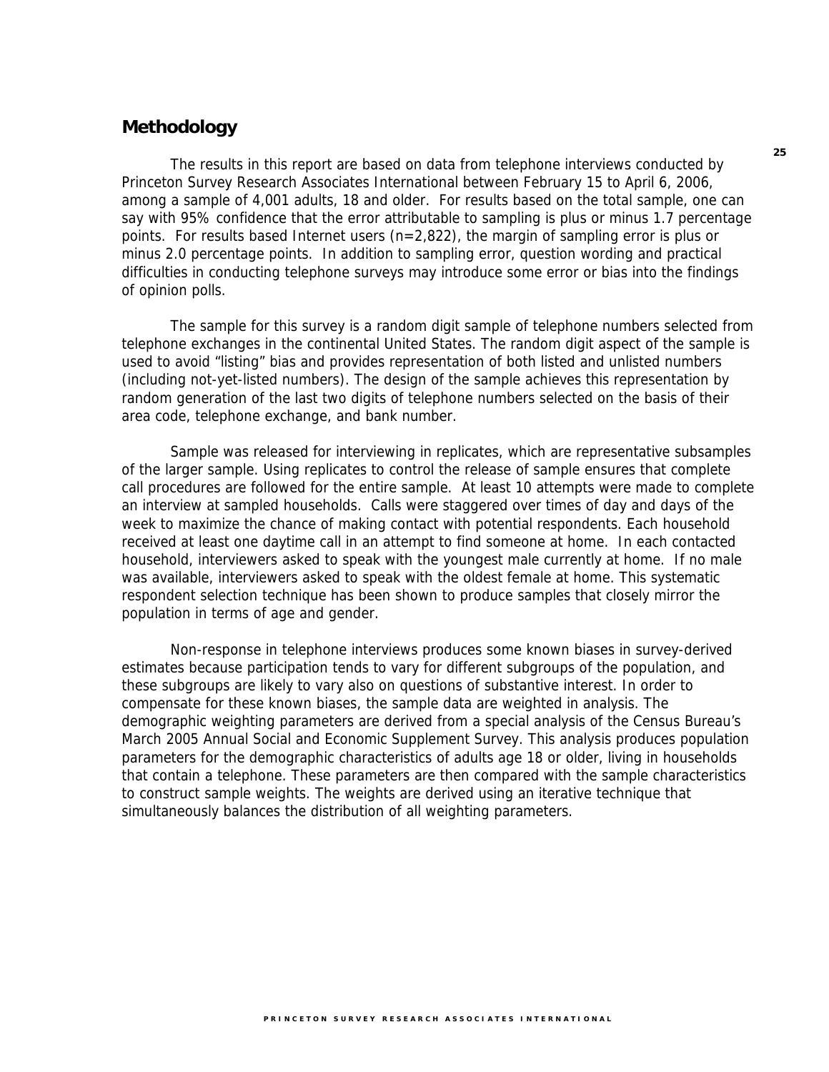## Methodology

The results in this report are based on data from telephone interviews conducted by Princeton Survey Research Associates International between February 15 to April 6, 2006, among a sample of 4,001 adults, 18 and older. For results based on the total sample, one can say with 95% confidence that the error attributable to sampling is plus or minus 1.7 percentage points. For results based Internet users (n=2,822), the margin of sampling error is plus or minus 2.0 percentage points. In addition to sampling error, question wording and practical difficulties in conducting telephone surveys may introduce some error or bias into the findings of opinion polls.

The sample for this survey is a random digit sample of telephone numbers selected from telephone exchanges in the continental United States. The random digit aspect of the sample is used to avoid "listing" bias and provides representation of both listed and unlisted numbers (including not-yet-listed numbers). The design of the sample achieves this representation by random generation of the last two digits of telephone numbers selected on the basis of their area code, telephone exchange, and bank number.

Sample was released for interviewing in replicates, which are representative subsamples of the larger sample. Using replicates to control the release of sample ensures that complete call procedures are followed for the entire sample. At least 10 attempts were made to complete an interview at sampled households. Calls were staggered over times of day and days of the week to maximize the chance of making contact with potential respondents. Each household received at least one daytime call in an attempt to find someone at home. In each contacted household, interviewers asked to speak with the youngest male currently at home. If no male was available, interviewers asked to speak with the oldest female at home. This systematic respondent selection technique has been shown to produce samples that closely mirror the population in terms of age and gender.

Non-response in telephone interviews produces some known biases in survey-derived estimates because participation tends to vary for different subgroups of the population, and these subgroups are likely to vary also on questions of substantive interest. In order to compensate for these known biases, the sample data are weighted in analysis. The demographic weighting parameters are derived from a special analysis of the Census Bureau's March 2005 Annual Social and Economic Supplement Survey. This analysis produces population parameters for the demographic characteristics of adults age 18 or older, living in households that contain a telephone. These parameters are then compared with the sample characteristics to construct sample weights. The weights are derived using an iterative technique that simultaneously balances the distribution of all weighting parameters.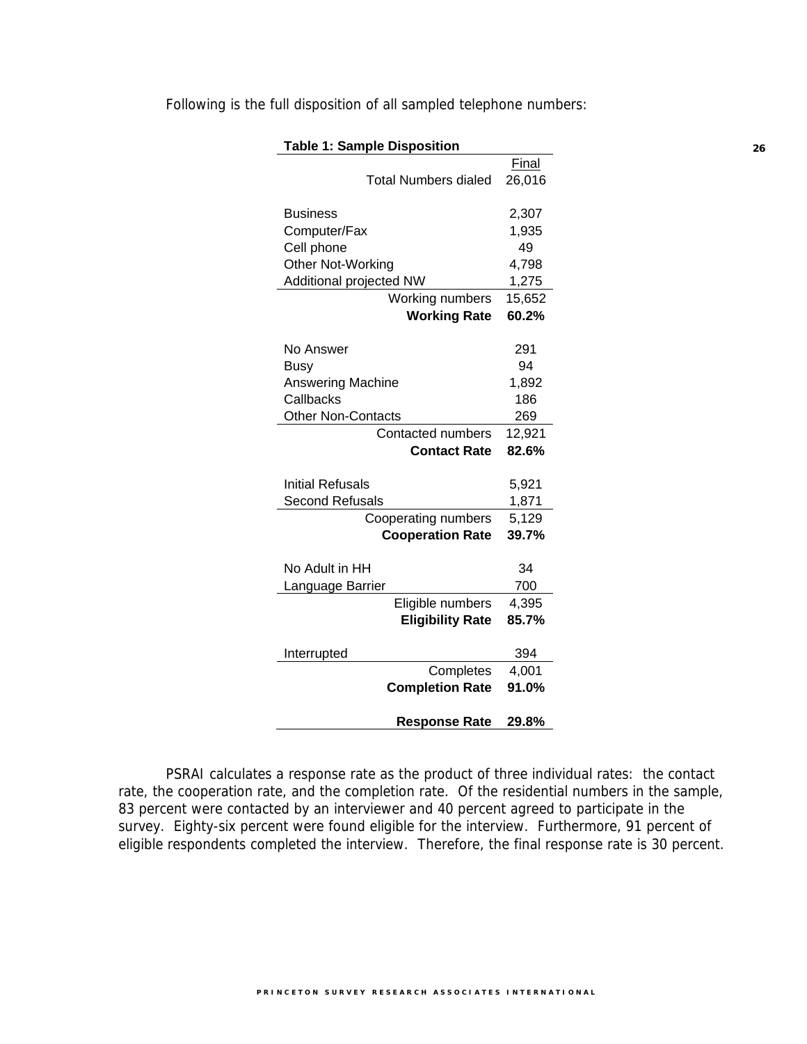Following is the full disposition of all sampled telephone numbers:

**Table 1: Sample Disposition**

| | Final |
|---|---|
| Total Numbers dialed | 26,016 |
| | |
| Business | 2,307 |
| Computer/Fax | 1,935 |
| Cell phone | 49 |
| Other Not-Working | 4,798 |
| Additional projected NW | 1,275 |
| Working numbers | 15,652 |
| **Working Rate** | **60.2%** |
| | |
| No Answer | 291 |
| Busy | 94 |
| Answering Machine | 1,892 |
| Callbacks | 186 |
| Other Non-Contacts | 269 |
| Contacted numbers | 12,921 |
| **Contact Rate** | **82.6%** |
| | |
| Initial Refusals | 5,921 |
| Second Refusals | 1,871 |
| Cooperating numbers | 5,129 |
| **Cooperation Rate** | **39.7%** |
| | |
| No Adult in HH | 34 |
| Language Barrier | 700 |
| Eligible numbers | 4,395 |
| **Eligibility Rate** | **85.7%** |
| | |
| Interrupted | 394 |
| Completes | 4,001 |
| **Completion Rate** | **91.0%** |
| | |
| **Response Rate** | **29.8%** |

PSRAI calculates a response rate as the product of three individual rates: the contact rate, the cooperation rate, and the completion rate. Of the residential numbers in the sample, 83 percent were contacted by an interviewer and 40 percent agreed to participate in the survey. Eighty-six percent were found eligible for the interview. Furthermore, 91 percent of eligible respondents completed the interview. Therefore, the final response rate is 30 percent.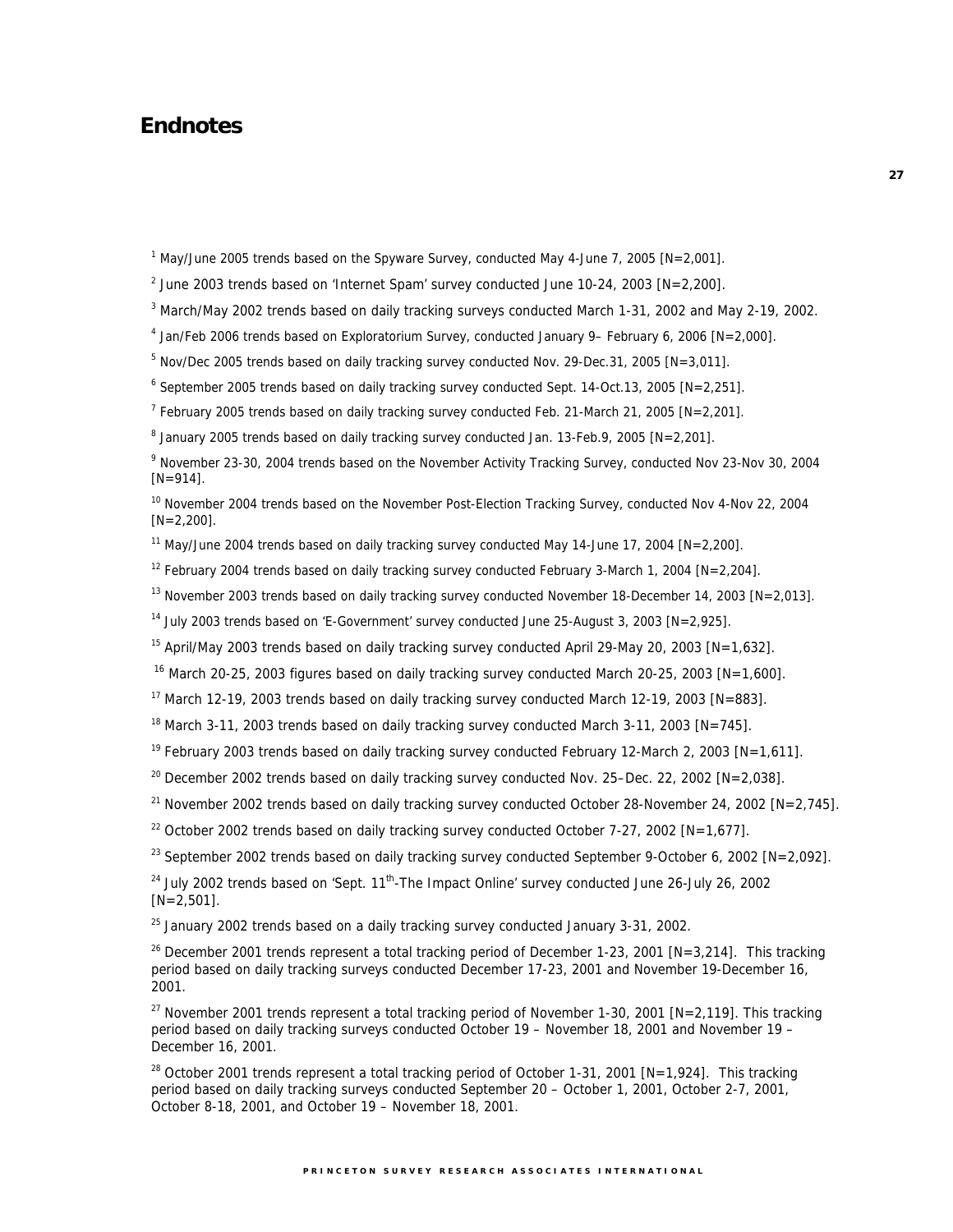# Endnotes

[1] May/June 2005 trends based on the Spyware Survey, conducted May 4-June 7, 2005 [N=2,001].

[2] June 2003 trends based on 'Internet Spam' survey conducted June 10-24, 2003 [N=2,200].

[3] March/May 2002 trends based on daily tracking surveys conducted March 1-31, 2002 and May 2-19, 2002.

[4] Jan/Feb 2006 trends based on Exploratorium Survey, conducted January 9– February 6, 2006 [N=2,000].

[5] Nov/Dec 2005 trends based on daily tracking survey conducted Nov. 29-Dec.31, 2005 [N=3,011].

[6] September 2005 trends based on daily tracking survey conducted Sept. 14-Oct.13, 2005 [N=2,251].

[7] February 2005 trends based on daily tracking survey conducted Feb. 21-March 21, 2005 [N=2,201].

[8] January 2005 trends based on daily tracking survey conducted Jan. 13-Feb.9, 2005 [N=2,201].

[9] November 23-30, 2004 trends based on the November Activity Tracking Survey, conducted Nov 23-Nov 30, 2004 [N=914].

[10] November 2004 trends based on the November Post-Election Tracking Survey, conducted Nov 4-Nov 22, 2004 [N=2,200].

[11] May/June 2004 trends based on daily tracking survey conducted May 14-June 17, 2004 [N=2,200].

[12] February 2004 trends based on daily tracking survey conducted February 3-March 1, 2004 [N=2,204].

[13] November 2003 trends based on daily tracking survey conducted November 18-December 14, 2003 [N=2,013].

[14] July 2003 trends based on 'E-Government' survey conducted June 25-August 3, 2003 [N=2,925].

[15] April/May 2003 trends based on daily tracking survey conducted April 29-May 20, 2003 [N=1,632].

[16] March 20-25, 2003 figures based on daily tracking survey conducted March 20-25, 2003 [N=1,600].

[17] March 12-19, 2003 trends based on daily tracking survey conducted March 12-19, 2003 [N=883].

[18] March 3-11, 2003 trends based on daily tracking survey conducted March 3-11, 2003 [N=745].

[19] February 2003 trends based on daily tracking survey conducted February 12-March 2, 2003 [N=1,611].

[20] December 2002 trends based on daily tracking survey conducted Nov. 25–Dec. 22, 2002 [N=2,038].

[21] November 2002 trends based on daily tracking survey conducted October 28-November 24, 2002 [N=2,745].

[22] October 2002 trends based on daily tracking survey conducted October 7-27, 2002 [N=1,677].

[23] September 2002 trends based on daily tracking survey conducted September 9-October 6, 2002 [N=2,092].

[24] July 2002 trends based on 'Sept. 11th-The Impact Online' survey conducted June 26-July 26, 2002 [N=2,501].

[25] January 2002 trends based on a daily tracking survey conducted January 3-31, 2002.

[26] December 2001 trends represent a total tracking period of December 1-23, 2001 [N=3,214]. This tracking period based on daily tracking surveys conducted December 17-23, 2001 and November 19-December 16, 2001.

[27] November 2001 trends represent a total tracking period of November 1-30, 2001 [N=2,119]. This tracking period based on daily tracking surveys conducted October 19 – November 18, 2001 and November 19 – December 16, 2001.

[28] October 2001 trends represent a total tracking period of October 1-31, 2001 [N=1,924]. This tracking period based on daily tracking surveys conducted September 20 – October 1, 2001, October 2-7, 2001, October 8-18, 2001, and October 19 – November 18, 2001.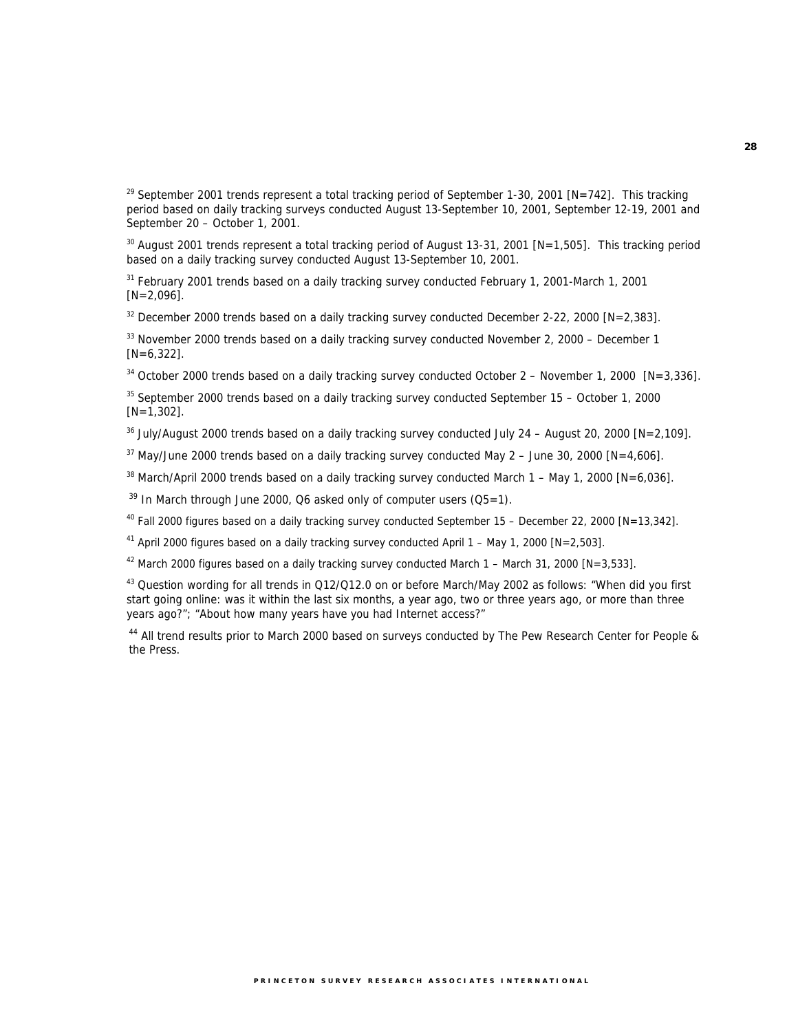[29] September 2001 trends represent a total tracking period of September 1-30, 2001 [N=742]. This tracking period based on daily tracking surveys conducted August 13-September 10, 2001, September 12-19, 2001 and September 20 – October 1, 2001.

[30] August 2001 trends represent a total tracking period of August 13-31, 2001 [N=1,505]. This tracking period based on a daily tracking survey conducted August 13-September 10, 2001.

[31] February 2001 trends based on a daily tracking survey conducted February 1, 2001-March 1, 2001 [N=2,096].

[32] December 2000 trends based on a daily tracking survey conducted December 2-22, 2000 [N=2,383].

[33] November 2000 trends based on a daily tracking survey conducted November 2, 2000 – December 1 [N=6,322].

[34] October 2000 trends based on a daily tracking survey conducted October 2 – November 1, 2000 [N=3,336].

[35] September 2000 trends based on a daily tracking survey conducted September 15 – October 1, 2000 [N=1,302].

[36] July/August 2000 trends based on a daily tracking survey conducted July 24 – August 20, 2000 [N=2,109].

[37] May/June 2000 trends based on a daily tracking survey conducted May 2 – June 30, 2000 [N=4,606].

[38] March/April 2000 trends based on a daily tracking survey conducted March 1 – May 1, 2000 [N=6,036].

[39] In March through June 2000, Q6 asked only of computer users (Q5=1).

[40] Fall 2000 figures based on a daily tracking survey conducted September 15 – December 22, 2000 [N=13,342].

[41] April 2000 figures based on a daily tracking survey conducted April 1 – May 1, 2000 [N=2,503].

[42] March 2000 figures based on a daily tracking survey conducted March 1 – March 31, 2000 [N=3,533].

[43] Question wording for all trends in Q12/Q12.0 on or before March/May 2002 as follows: "When did you first start going online: was it within the last six months, a year ago, two or three years ago, or more than three years ago?"; "About how many years have you had Internet access?"

[44] All trend results prior to March 2000 based on surveys conducted by The Pew Research Center for People & the Press.